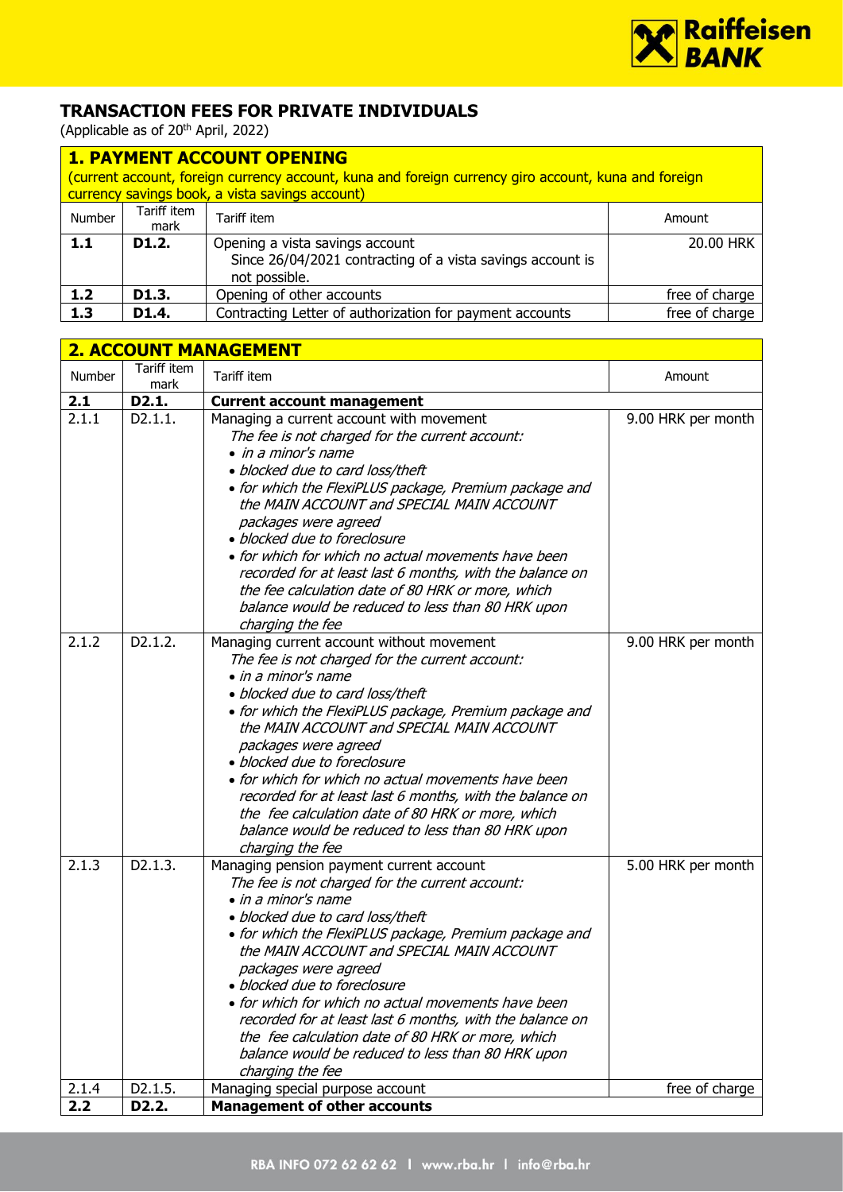# TRANSACTION FEES FOR PRIVATE INDIVIDUALS

(Applicable as of 20th April, 2022)

## 1. PAYMENT ACCOUNT OPENING

(current account, foreign currency account, kuna and foreign currency giro account, kuna and foreign currency savings book, a vista savings account)

| Number | Tariff item mark | Tariff item | Amount |
|---|---|---|---|
| **1.1** | **D1.2.** | Opening a vista savings account<br>Since 26/04/2021 contracting of a vista savings account is not possible. | 20.00 HRK |
| **1.2** | **D1.3.** | Opening of other accounts | free of charge |
| **1.3** | **D1.4.** | Contracting Letter of authorization for payment accounts | free of charge |

## 2. ACCOUNT MANAGEMENT

| Number | Tariff item mark | Tariff item | Amount |
|---|---|---|---|
| **2.1** | **D2.1.** | **Current account management** | |
| 2.1.1 | D2.1.1. | Managing a current account with movement<br>*The fee is not charged for the current account:*<br>• *in a minor's name*<br>• *blocked due to card loss/theft*<br>• *for which the FlexiPLUS package, Premium package and the MAIN ACCOUNT and SPECIAL MAIN ACCOUNT packages were agreed*<br>• *blocked due to foreclosure*<br>• *for which for which no actual movements have been recorded for at least last 6 months, with the balance on the fee calculation date of 80 HRK or more, which balance would be reduced to less than 80 HRK upon charging the fee* | 9.00 HRK per month |
| 2.1.2 | D2.1.2. | Managing current account without movement<br>*The fee is not charged for the current account:*<br>• *in a minor's name*<br>• *blocked due to card loss/theft*<br>• *for which the FlexiPLUS package, Premium package and the MAIN ACCOUNT and SPECIAL MAIN ACCOUNT packages were agreed*<br>• *blocked due to foreclosure*<br>• *for which for which no actual movements have been recorded for at least last 6 months, with the balance on the fee calculation date of 80 HRK or more, which balance would be reduced to less than 80 HRK upon charging the fee* | 9.00 HRK per month |
| 2.1.3 | D2.1.3. | Managing pension payment current account<br>*The fee is not charged for the current account:*<br>• *in a minor's name*<br>• *blocked due to card loss/theft*<br>• *for which the FlexiPLUS package, Premium package and the MAIN ACCOUNT and SPECIAL MAIN ACCOUNT packages were agreed*<br>• *blocked due to foreclosure*<br>• *for which for which no actual movements have been recorded for at least last 6 months, with the balance on the fee calculation date of 80 HRK or more, which balance would be reduced to less than 80 HRK upon charging the fee* | 5.00 HRK per month |
| 2.1.4 | D2.1.5. | Managing special purpose account | free of charge |
| **2.2** | **D2.2.** | **Management of other accounts** | |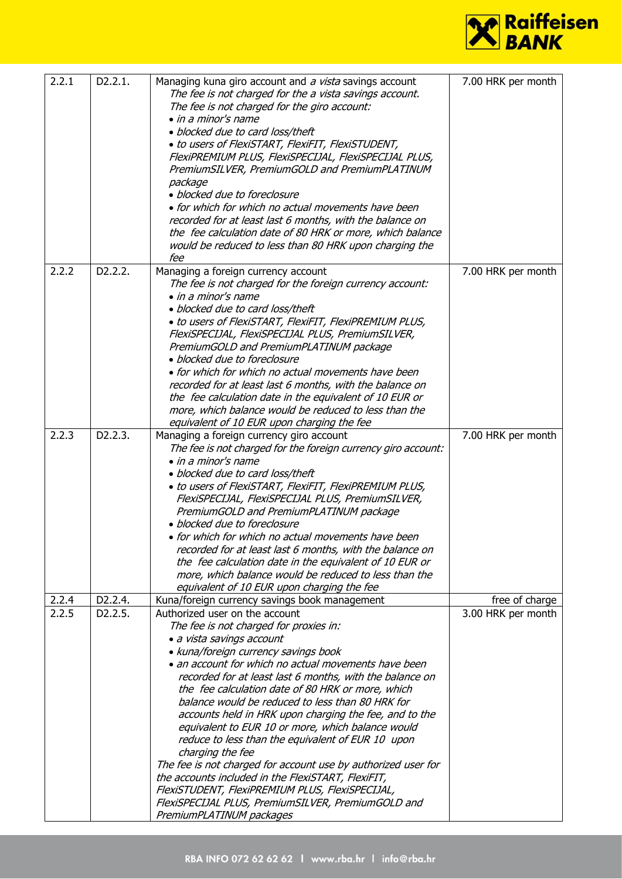| | | | |
|---|---|---|---|
| 2.2.1 | D2.2.1. | Managing kuna giro account and *a vista* savings account<br>*The fee is not charged for the a vista savings account.*<br>*The fee is not charged for the giro account:*<br>• *in a minor's name*<br>• *blocked due to card loss/theft*<br>• *to users of FlexiSTART, FlexiFIT, FlexiSTUDENT, FlexiPREMIUM PLUS, FlexiSPECIJAL, FlexiSPECIJAL PLUS, PremiumSILVER, PremiumGOLD and PremiumPLATINUM package*<br>• *blocked due to foreclosure*<br>• *for which for which no actual movements have been recorded for at least last 6 months, with the balance on the fee calculation date of 80 HRK or more, which balance would be reduced to less than 80 HRK upon charging the fee* | 7.00 HRK per month |
| 2.2.2 | D2.2.2. | Managing a foreign currency account<br>*The fee is not charged for the foreign currency account:*<br>• *in a minor's name*<br>• *blocked due to card loss/theft*<br>• *to users of FlexiSTART, FlexiFIT, FlexiPREMIUM PLUS, FlexiSPECIJAL, FlexiSPECIJAL PLUS, PremiumSILVER, PremiumGOLD and PremiumPLATINUM package*<br>• *blocked due to foreclosure*<br>• *for which for which no actual movements have been recorded for at least last 6 months, with the balance on the fee calculation date in the equivalent of 10 EUR or more, which balance would be reduced to less than the equivalent of 10 EUR upon charging the fee* | 7.00 HRK per month |
| 2.2.3 | D2.2.3. | Managing a foreign currency giro account<br>*The fee is not charged for the foreign currency giro account:*<br>• *in a minor's name*<br>• *blocked due to card loss/theft*<br>• *to users of FlexiSTART, FlexiFIT, FlexiPREMIUM PLUS, FlexiSPECIJAL, FlexiSPECIJAL PLUS, PremiumSILVER, PremiumGOLD and PremiumPLATINUM package*<br>• *blocked due to foreclosure*<br>• *for which for which no actual movements have been recorded for at least last 6 months, with the balance on the fee calculation date in the equivalent of 10 EUR or more, which balance would be reduced to less than the equivalent of 10 EUR upon charging the fee* | 7.00 HRK per month |
| 2.2.4 | D2.2.4. | Kuna/foreign currency savings book management | free of charge |
| 2.2.5 | D2.2.5. | Authorized user on the account<br>*The fee is not charged for proxies in:*<br>• *a vista savings account*<br>• *kuna/foreign currency savings book*<br>• *an account for which no actual movements have been recorded for at least last 6 months, with the balance on the fee calculation date of 80 HRK or more, which balance would be reduced to less than 80 HRK for accounts held in HRK upon charging the fee, and to the equivalent to EUR 10 or more, which balance would reduce to less than the equivalent of EUR 10 upon charging the fee*<br>*The fee is not charged for account use by authorized user for the accounts included in the FlexiSTART, FlexiFIT, FlexiSTUDENT, FlexiPREMIUM PLUS, FlexiSPECIJAL, FlexiSPECIJAL PLUS, PremiumSILVER, PremiumGOLD and PremiumPLATINUM packages* | 3.00 HRK per month |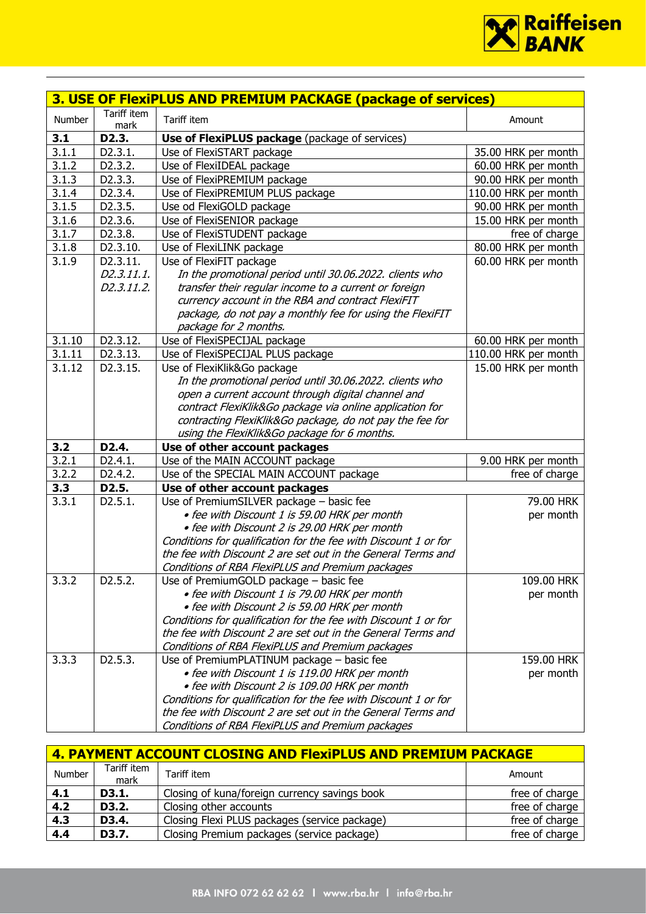## 3. USE OF FlexiPLUS AND PREMIUM PACKAGE (package of services)

| Number | Tariff item mark | Tariff item | Amount |
|---|---|---|---|
| **3.1** | **D2.3.** | **Use of FlexiPLUS package** (package of services) | |
| 3.1.1 | D2.3.1. | Use of FlexiSTART package | 35.00 HRK per month |
| 3.1.2 | D2.3.2. | Use of FlexiIDEAL package | 60.00 HRK per month |
| 3.1.3 | D2.3.3. | Use of FlexiPREMIUM package | 90.00 HRK per month |
| 3.1.4 | D2.3.4. | Use of FlexiPREMIUM PLUS package | 110.00 HRK per month |
| 3.1.5 | D2.3.5. | Use od FlexiGOLD package | 90.00 HRK per month |
| 3.1.6 | D2.3.6. | Use of FlexiSENIOR package | 15.00 HRK per month |
| 3.1.7 | D2.3.8. | Use of FlexiSTUDENT package | free of charge |
| 3.1.8 | D2.3.10. | Use of FlexiLINK package | 80.00 HRK per month |
| 3.1.9 | D2.3.11. *D2.3.11.1.* *D2.3.11.2.* | Use of FlexiFIT package *In the promotional period until 30.06.2022. clients who transfer their regular income to a current or foreign currency account in the RBA and contract FlexiFIT package, do not pay a monthly fee for using the FlexiFIT package for 2 months.* | 60.00 HRK per month |
| 3.1.10 | D2.3.12. | Use of FlexiSPECIJAL package | 60.00 HRK per month |
| 3.1.11 | D2.3.13. | Use of FlexiSPECIJAL PLUS package | 110.00 HRK per month |
| 3.1.12 | D2.3.15. | Use of FlexiKlik&Go package *In the promotional period until 30.06.2022. clients who open a current account through digital channel and contract FlexiKlik&Go package via online application for contracting FlexiKlik&Go package, do not pay the fee for using the FlexiKlik&Go package for 6 months.* | 15.00 HRK per month |
| **3.2** | **D2.4.** | **Use of other account packages** | |
| 3.2.1 | D2.4.1. | Use of the MAIN ACCOUNT package | 9.00 HRK per month |
| 3.2.2 | D2.4.2. | Use of the SPECIAL MAIN ACCOUNT package | free of charge |
| **3.3** | **D2.5.** | **Use of other account packages** | |
| 3.3.1 | D2.5.1. | Use of PremiumSILVER package – basic fee<br>• *fee with Discount 1 is 59.00 HRK per month*<br>• *fee with Discount 2 is 29.00 HRK per month*<br>*Conditions for qualification for the fee with Discount 1 or for the fee with Discount 2 are set out in the General Terms and Conditions of RBA FlexiPLUS and Premium packages* | 79.00 HRK per month |
| 3.3.2 | D2.5.2. | Use of PremiumGOLD package – basic fee<br>• *fee with Discount 1 is 79.00 HRK per month*<br>• *fee with Discount 2 is 59.00 HRK per month*<br>*Conditions for qualification for the fee with Discount 1 or for the fee with Discount 2 are set out in the General Terms and Conditions of RBA FlexiPLUS and Premium packages* | 109.00 HRK per month |
| 3.3.3 | D2.5.3. | Use of PremiumPLATINUM package – basic fee<br>• *fee with Discount 1 is 119.00 HRK per month*<br>• *fee with Discount 2 is 109.00 HRK per month*<br>*Conditions for qualification for the fee with Discount 1 or for the fee with Discount 2 are set out in the General Terms and Conditions of RBA FlexiPLUS and Premium packages* | 159.00 HRK per month |

## 4. PAYMENT ACCOUNT CLOSING AND FlexiPLUS AND PREMIUM PACKAGE

| Number | Tariff item mark | Tariff item | Amount |
|---|---|---|---|
| **4.1** | **D3.1.** | Closing of kuna/foreign currency savings book | free of charge |
| **4.2** | **D3.2.** | Closing other accounts | free of charge |
| **4.3** | **D3.4.** | Closing Flexi PLUS packages (service package) | free of charge |
| **4.4** | **D3.7.** | Closing Premium packages (service package) | free of charge |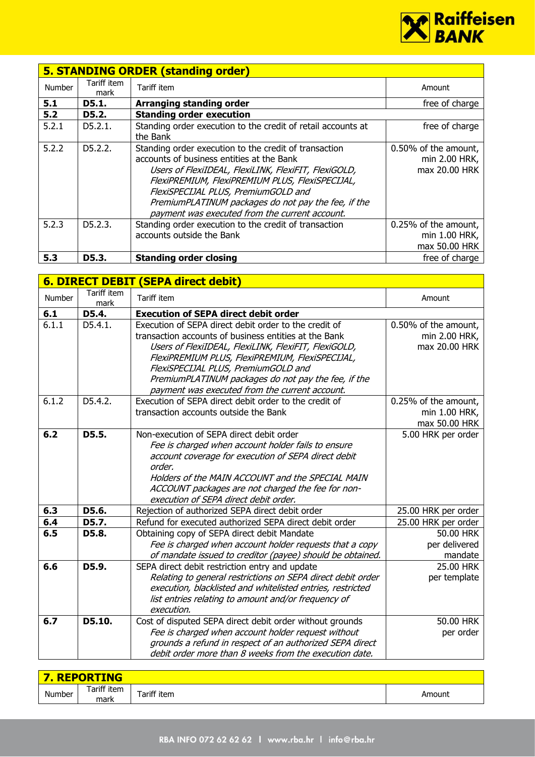| **5. STANDING ORDER (standing order)** | | | |
|---|---|---|---|
| Number | Tariff item mark | Tariff item | Amount |
| **5.1** | **D5.1.** | **Arranging standing order** | free of charge |
| **5.2** | **D5.2.** | **Standing order execution** | |
| 5.2.1 | D5.2.1. | Standing order execution to the credit of retail accounts at the Bank | free of charge |
| 5.2.2 | D5.2.2. | Standing order execution to the credit of transaction accounts of business entities at the Bank *Users of FlexiIDEAL, FlexiLINK, FlexiFIT, FlexiGOLD, FlexiPREMIUM, FlexiPREMIUM PLUS, FlexiSPECIJAL, FlexiSPECIJAL PLUS, PremiumGOLD and PremiumPLATINUM packages do not pay the fee, if the payment was executed from the current account.* | 0.50% of the amount, min 2.00 HRK, max 20.00 HRK |
| 5.2.3 | D5.2.3. | Standing order execution to the credit of transaction accounts outside the Bank | 0.25% of the amount, min 1.00 HRK, max 50.00 HRK |
| **5.3** | **D5.3.** | **Standing order closing** | free of charge |

| **6. DIRECT DEBIT (SEPA direct debit)** | | | |
|---|---|---|---|
| Number | Tariff item mark | Tariff item | Amount |
| **6.1** | **D5.4.** | **Execution of SEPA direct debit order** | |
| 6.1.1 | D5.4.1. | Execution of SEPA direct debit order to the credit of transaction accounts of business entities at the Bank *Users of FlexiIDEAL, FlexiLINK, FlexiFIT, FlexiGOLD, FlexiPREMIUM, FlexiPREMIUM PLUS, FlexiSPECIJAL, FlexiSPECIJAL PLUS, PremiumGOLD and PremiumPLATINUM packages do not pay the fee, if the payment was executed from the current account.* | 0.50% of the amount, min 2.00 HRK, max 20.00 HRK |
| 6.1.2 | D5.4.2. | Execution of SEPA direct debit order to the credit of transaction accounts outside the Bank | 0.25% of the amount, min 1.00 HRK, max 50.00 HRK |
| **6.2** | **D5.5.** | Non-execution of SEPA direct debit order *Fee is charged when account holder fails to ensure account coverage for execution of SEPA direct debit order.* *Holders of the MAIN ACCOUNT and the SPECIAL MAIN ACCOUNT packages are not charged the fee for non-execution of SEPA direct debit order.* | 5.00 HRK per order |
| **6.3** | **D5.6.** | Rejection of authorized SEPA direct debit order | 25.00 HRK per order |
| **6.4** | **D5.7.** | Refund for executed authorized SEPA direct debit order | 25.00 HRK per order |
| **6.5** | **D5.8.** | Obtaining copy of SEPA direct debit Mandate *Fee is charged when account holder requests that a copy of mandate issued to creditor (payee) should be obtained.* | 50.00 HRK per delivered mandate |
| **6.6** | **D5.9.** | SEPA direct debit restriction entry and update *Relating to general restrictions on SEPA direct debit order execution, blacklisted and whitelisted entries, restricted list entries relating to amount and/or frequency of execution.* | 25.00 HRK per template |
| **6.7** | **D5.10.** | Cost of disputed SEPA direct debit order without grounds *Fee is charged when account holder request without grounds a refund in respect of an authorized SEPA direct debit order more than 8 weeks from the execution date.* | 50.00 HRK per order |

| **7. REPORTING** | | | |
|---|---|---|---|
| Number | Tariff item mark | Tariff item | Amount |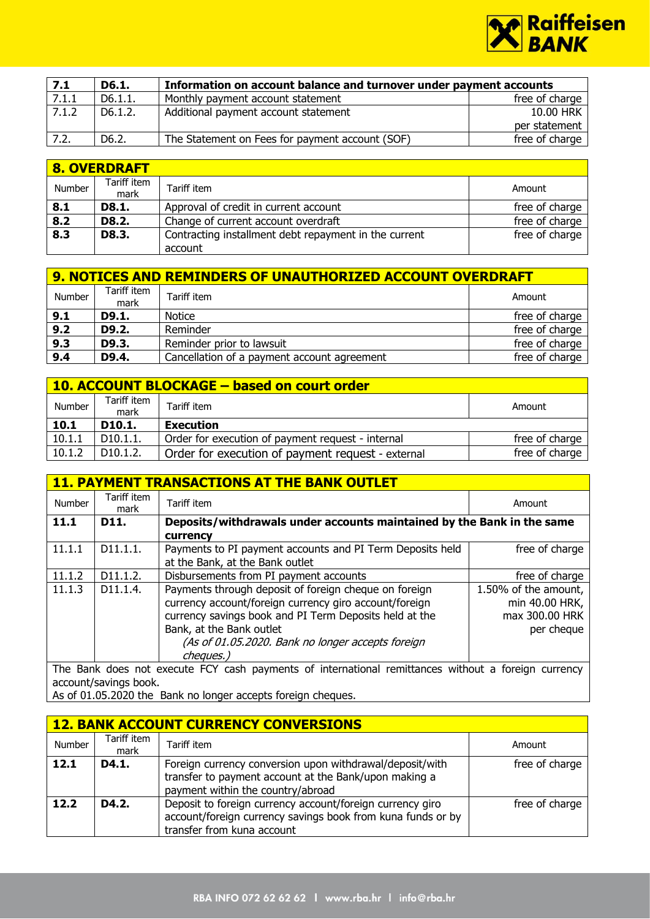| 7.1 | D6.1. | **Information on account balance and turnover under payment accounts** | |
|---|---|---|---|
| 7.1.1 | D6.1.1. | Monthly payment account statement | free of charge |
| 7.1.2 | D6.1.2. | Additional payment account statement | 10.00 HRK per statement |
| 7.2. | D6.2. | The Statement on Fees for payment account (SOF) | free of charge |

## 8. OVERDRAFT

| Number | Tariff item mark | Tariff item | Amount |
|---|---|---|---|
| **8.1** | **D8.1.** | Approval of credit in current account | free of charge |
| **8.2** | **D8.2.** | Change of current account overdraft | free of charge |
| **8.3** | **D8.3.** | Contracting installment debt repayment in the current account | free of charge |

## 9. NOTICES AND REMINDERS OF UNAUTHORIZED ACCOUNT OVERDRAFT

| Number | Tariff item mark | Tariff item | Amount |
|---|---|---|---|
| **9.1** | **D9.1.** | Notice | free of charge |
| **9.2** | **D9.2.** | Reminder | free of charge |
| **9.3** | **D9.3.** | Reminder prior to lawsuit | free of charge |
| **9.4** | **D9.4.** | Cancellation of a payment account agreement | free of charge |

## 10. ACCOUNT BLOCKAGE – based on court order

| Number | Tariff item mark | Tariff item | Amount |
|---|---|---|---|
| **10.1** | **D10.1.** | **Execution** | |
| 10.1.1 | D10.1.1. | Order for execution of payment request - internal | free of charge |
| 10.1.2 | D10.1.2. | Order for execution of payment request - external | free of charge |

## 11. PAYMENT TRANSACTIONS AT THE BANK OUTLET

| Number | Tariff item mark | Tariff item | Amount |
|---|---|---|---|
| **11.1** | **D11.** | **Deposits/withdrawals under accounts maintained by the Bank in the same currency** | |
| 11.1.1 | D11.1.1. | Payments to PI payment accounts and PI Term Deposits held at the Bank, at the Bank outlet | free of charge |
| 11.1.2 | D11.1.2. | Disbursements from PI payment accounts | free of charge |
| 11.1.3 | D11.1.4. | Payments through deposit of foreign cheque on foreign currency account/foreign currency giro account/foreign currency savings book and PI Term Deposits held at the Bank, at the Bank outlet *(As of 01.05.2020. Bank no longer accepts foreign cheques.)* | 1.50% of the amount, min 40.00 HRK, max 300.00 HRK per cheque |

The Bank does not execute FCY cash payments of international remittances without a foreign currency account/savings book.
As of 01.05.2020 the Bank no longer accepts foreign cheques.

## 12. BANK ACCOUNT CURRENCY CONVERSIONS

| Number | Tariff item mark | Tariff item | Amount |
|---|---|---|---|
| **12.1** | **D4.1.** | Foreign currency conversion upon withdrawal/deposit/with transfer to payment account at the Bank/upon making a payment within the country/abroad | free of charge |
| **12.2** | **D4.2.** | Deposit to foreign currency account/foreign currency giro account/foreign currency savings book from kuna funds or by transfer from kuna account | free of charge |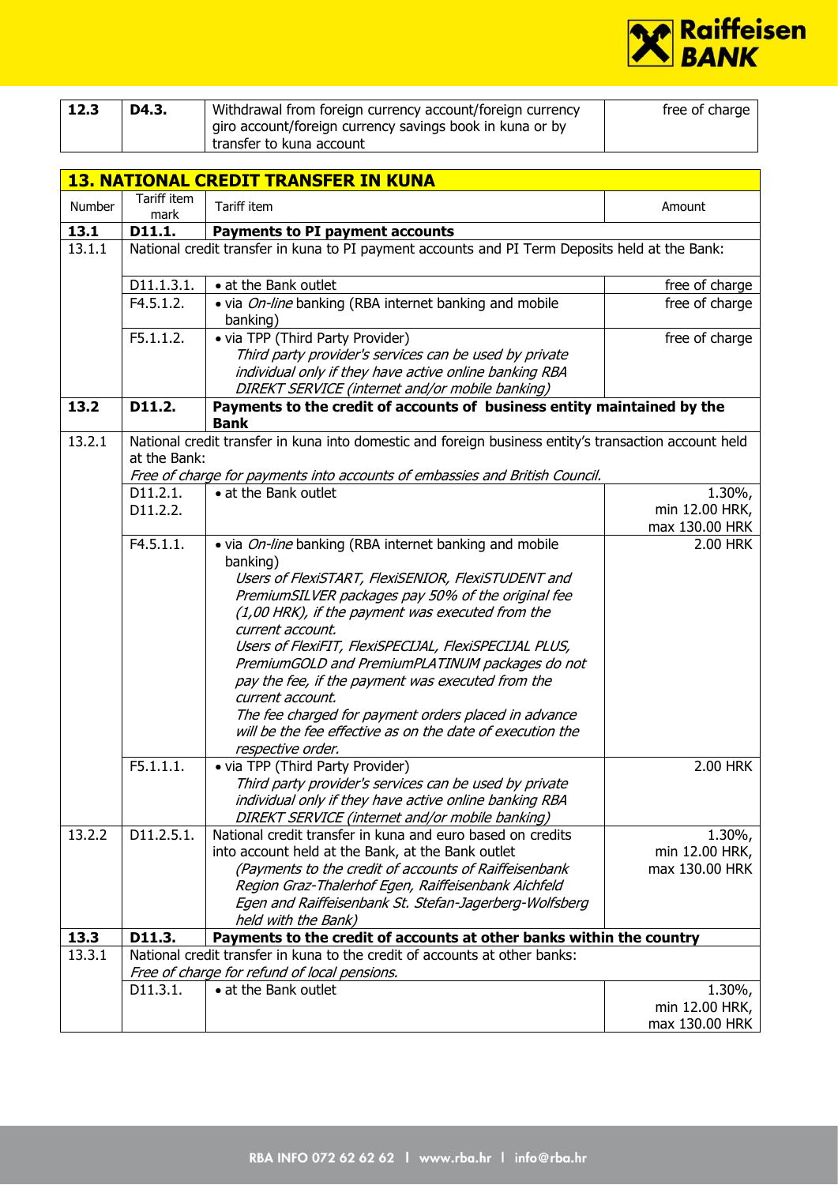| 12.3 | D4.3. | Withdrawal from foreign currency account/foreign currency giro account/foreign currency savings book in kuna or by transfer to kuna account | free of charge |
|---|---|---|---|

## 13. NATIONAL CREDIT TRANSFER IN KUNA

| Number | Tariff item mark | Tariff item | Amount |
|---|---|---|---|
| **13.1** | **D11.1.** | **Payments to PI payment accounts** | |
| 13.1.1 | National credit transfer in kuna to PI payment accounts and PI Term Deposits held at the Bank: | | |
| | D11.1.3.1. | • at the Bank outlet | free of charge |
| | F4.5.1.2. | • via *On-line* banking (RBA internet banking and mobile banking) | free of charge |
| | F5.1.1.2. | • via TPP (Third Party Provider) *Third party provider's services can be used by private individual only if they have active online banking RBA DIREKT SERVICE (internet and/or mobile banking)* | free of charge |
| **13.2** | **D11.2.** | **Payments to the credit of accounts of business entity maintained by the Bank** | |
| 13.2.1 | National credit transfer in kuna into domestic and foreign business entity's transaction account held at the Bank: *Free of charge for payments into accounts of embassies and British Council.* | | |
| | D11.2.1. D11.2.2. | • at the Bank outlet | 1.30%, min 12.00 HRK, max 130.00 HRK |
| | F4.5.1.1. | • via *On-line* banking (RBA internet banking and mobile banking) *Users of FlexiSTART, FlexiSENIOR, FlexiSTUDENT and PremiumSILVER packages pay 50% of the original fee (1,00 HRK), if the payment was executed from the current account.* *Users of FlexiFIT, FlexiSPECIJAL, FlexiSPECIJAL PLUS, PremiumGOLD and PremiumPLATINUM packages do not pay the fee, if the payment was executed from the current account.* *The fee charged for payment orders placed in advance will be the fee effective as on the date of execution the respective order.* | 2.00 HRK |
| | F5.1.1.1. | • via TPP (Third Party Provider) *Third party provider's services can be used by private individual only if they have active online banking RBA DIREKT SERVICE (internet and/or mobile banking)* | 2.00 HRK |
| 13.2.2 | D11.2.5.1. | National credit transfer in kuna and euro based on credits into account held at the Bank, at the Bank outlet *(Payments to the credit of accounts of Raiffeisenbank Region Graz-Thalerhof Egen, Raiffeisenbank Aichfeld Egen and Raiffeisenbank St. Stefan-Jagerberg-Wolfsberg held with the Bank)* | 1.30%, min 12.00 HRK, max 130.00 HRK |
| **13.3** | **D11.3.** | **Payments to the credit of accounts at other banks within the country** | |
| 13.3.1 | National credit transfer in kuna to the credit of accounts at other banks: *Free of charge for refund of local pensions.* | | |
| | D11.3.1. | • at the Bank outlet | 1.30%, min 12.00 HRK, max 130.00 HRK |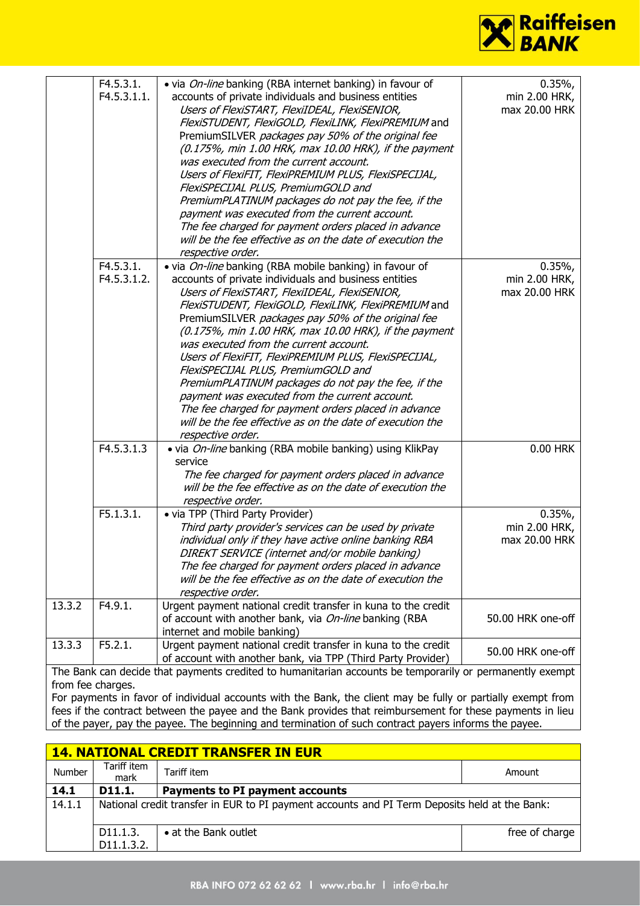| | | | |
|---|---|---|---|
| | F4.5.3.1.<br>F4.5.3.1.1. | • via *On-line* banking (RBA internet banking) in favour of accounts of private individuals and business entities<br>*Users of FlexiSTART, FlexiIDEAL, FlexiSENIOR, FlexiSTUDENT, FlexiGOLD, FlexiLINK, FlexiPREMIUM* and PremiumSILVER *packages pay 50% of the original fee (0.175%, min 1.00 HRK, max 10.00 HRK), if the payment was executed from the current account.*<br>*Users of FlexiFIT, FlexiPREMIUM PLUS, FlexiSPECIJAL, FlexiSPECIJAL PLUS, PremiumGOLD and PremiumPLATINUM packages do not pay the fee, if the payment was executed from the current account.*<br>*The fee charged for payment orders placed in advance will be the fee effective as on the date of execution the respective order.* | 0.35%,<br>min 2.00 HRK,<br>max 20.00 HRK |
| | F4.5.3.1.<br>F4.5.3.1.2. | • via *On-line* banking (RBA mobile banking) in favour of accounts of private individuals and business entities<br>*Users of FlexiSTART, FlexiIDEAL, FlexiSENIOR, FlexiSTUDENT, FlexiGOLD, FlexiLINK, FlexiPREMIUM* and PremiumSILVER *packages pay 50% of the original fee (0.175%, min 1.00 HRK, max 10.00 HRK), if the payment was executed from the current account.*<br>*Users of FlexiFIT, FlexiPREMIUM PLUS, FlexiSPECIJAL, FlexiSPECIJAL PLUS, PremiumGOLD and PremiumPLATINUM packages do not pay the fee, if the payment was executed from the current account.*<br>*The fee charged for payment orders placed in advance will be the fee effective as on the date of execution the respective order.* | 0.35%,<br>min 2.00 HRK,<br>max 20.00 HRK |
| | F4.5.3.1.3 | • via *On-line* banking (RBA mobile banking) using KlikPay service<br>*The fee charged for payment orders placed in advance will be the fee effective as on the date of execution the respective order.* | 0.00 HRK |
| | F5.1.3.1. | • via TPP (Third Party Provider)<br>*Third party provider's services can be used by private individual only if they have active online banking RBA DIREKT SERVICE (internet and/or mobile banking)*<br>*The fee charged for payment orders placed in advance will be the fee effective as on the date of execution the respective order.* | 0.35%,<br>min 2.00 HRK,<br>max 20.00 HRK |
| 13.3.2 | F4.9.1. | Urgent payment national credit transfer in kuna to the credit of account with another bank, via *On-line* banking (RBA internet and mobile banking) | 50.00 HRK one-off |
| 13.3.3 | F5.2.1. | Urgent payment national credit transfer in kuna to the credit of account with another bank, via TPP (Third Party Provider) | 50.00 HRK one-off |

The Bank can decide that payments credited to humanitarian accounts be temporarily or permanently exempt from fee charges.
For payments in favor of individual accounts with the Bank, the client may be fully or partially exempt from fees if the contract between the payee and the Bank provides that reimbursement for these payments in lieu of the payer, pay the payee. The beginning and termination of such contract payers informs the payee.

## 14. NATIONAL CREDIT TRANSFER IN EUR

| Number | Tariff item mark | Tariff item | Amount |
|---|---|---|---|
| **14.1** | **D11.1.** | **Payments to PI payment accounts** | |
| 14.1.1 | National credit transfer in EUR to PI payment accounts and PI Term Deposits held at the Bank: | | |
| | D11.1.3.<br>D11.1.3.2. | • at the Bank outlet | free of charge |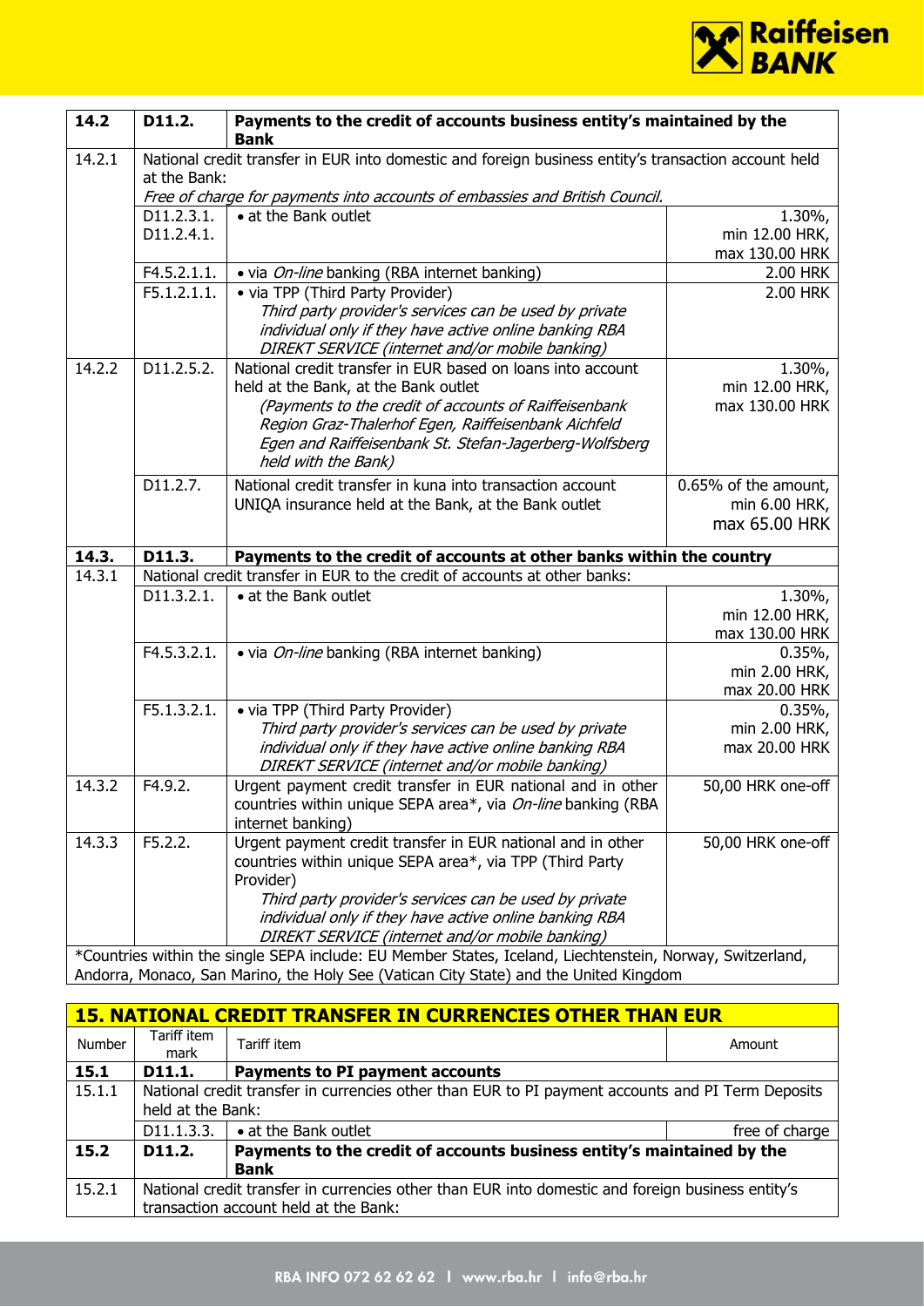| 14.2 | D11.2. | **Payments to the credit of accounts business entity's maintained by the Bank** | |
|---|---|---|---|
| 14.2.1 | National credit transfer in EUR into domestic and foreign business entity's transaction account held at the Bank: *Free of charge for payments into accounts of embassies and British Council.* | | |
| | D11.2.3.1. D11.2.4.1. | • at the Bank outlet | 1.30%, min 12.00 HRK, max 130.00 HRK |
| | F4.5.2.1.1. | • via *On-line* banking (RBA internet banking) | 2.00 HRK |
| | F5.1.2.1.1. | • via TPP (Third Party Provider) *Third party provider's services can be used by private individual only if they have active online banking RBA DIREKT SERVICE (internet and/or mobile banking)* | 2.00 HRK |
| 14.2.2 | D11.2.5.2. | National credit transfer in EUR based on loans into account held at the Bank, at the Bank outlet *(Payments to the credit of accounts of Raiffeisenbank Region Graz-Thalerhof Egen, Raiffeisenbank Aichfeld Egen and Raiffeisenbank St. Stefan-Jagerberg-Wolfsberg held with the Bank)* | 1.30%, min 12.00 HRK, max 130.00 HRK |
| | D11.2.7. | National credit transfer in kuna into transaction account UNIQA insurance held at the Bank, at the Bank outlet | 0.65% of the amount, min 6.00 HRK, max 65.00 HRK |
| **14.3.** | **D11.3.** | **Payments to the credit of accounts at other banks within the country** | |
| 14.3.1 | National credit transfer in EUR to the credit of accounts at other banks: | | |
| | D11.3.2.1. | • at the Bank outlet | 1.30%, min 12.00 HRK, max 130.00 HRK |
| | F4.5.3.2.1. | • via *On-line* banking (RBA internet banking) | 0.35%, min 2.00 HRK, max 20.00 HRK |
| | F5.1.3.2.1. | • via TPP (Third Party Provider) *Third party provider's services can be used by private individual only if they have active online banking RBA DIREKT SERVICE (internet and/or mobile banking)* | 0.35%, min 2.00 HRK, max 20.00 HRK |
| 14.3.2 | F4.9.2. | Urgent payment credit transfer in EUR national and in other countries within unique SEPA area*, via *On-line* banking (RBA internet banking) | 50,00 HRK one-off |
| 14.3.3 | F5.2.2. | Urgent payment credit transfer in EUR national and in other countries within unique SEPA area*, via TPP (Third Party Provider) *Third party provider's services can be used by private individual only if they have active online banking RBA DIREKT SERVICE (internet and/or mobile banking)* | 50,00 HRK one-off |
| *Countries within the single SEPA area include: EU Member States, Iceland, Liechtenstein, Norway, Switzerland, Andorra, Monaco, San Marino, the Holy See (Vatican City State) and the United Kingdom | | | |

## 15. NATIONAL CREDIT TRANSFER IN CURRENCIES OTHER THAN EUR

| Number | Tariff item mark | Tariff item | Amount |
|---|---|---|---|
| **15.1** | **D11.1.** | **Payments to PI payment accounts** | |
| 15.1.1 | National credit transfer in currencies other than EUR to PI payment accounts and PI Term Deposits held at the Bank: | | |
| | D11.1.3.3. | • at the Bank outlet | free of charge |
| **15.2** | **D11.2.** | **Payments to the credit of accounts business entity's maintained by the Bank** | |
| 15.2.1 | National credit transfer in currencies other than EUR into domestic and foreign business entity's transaction account held at the Bank: | | |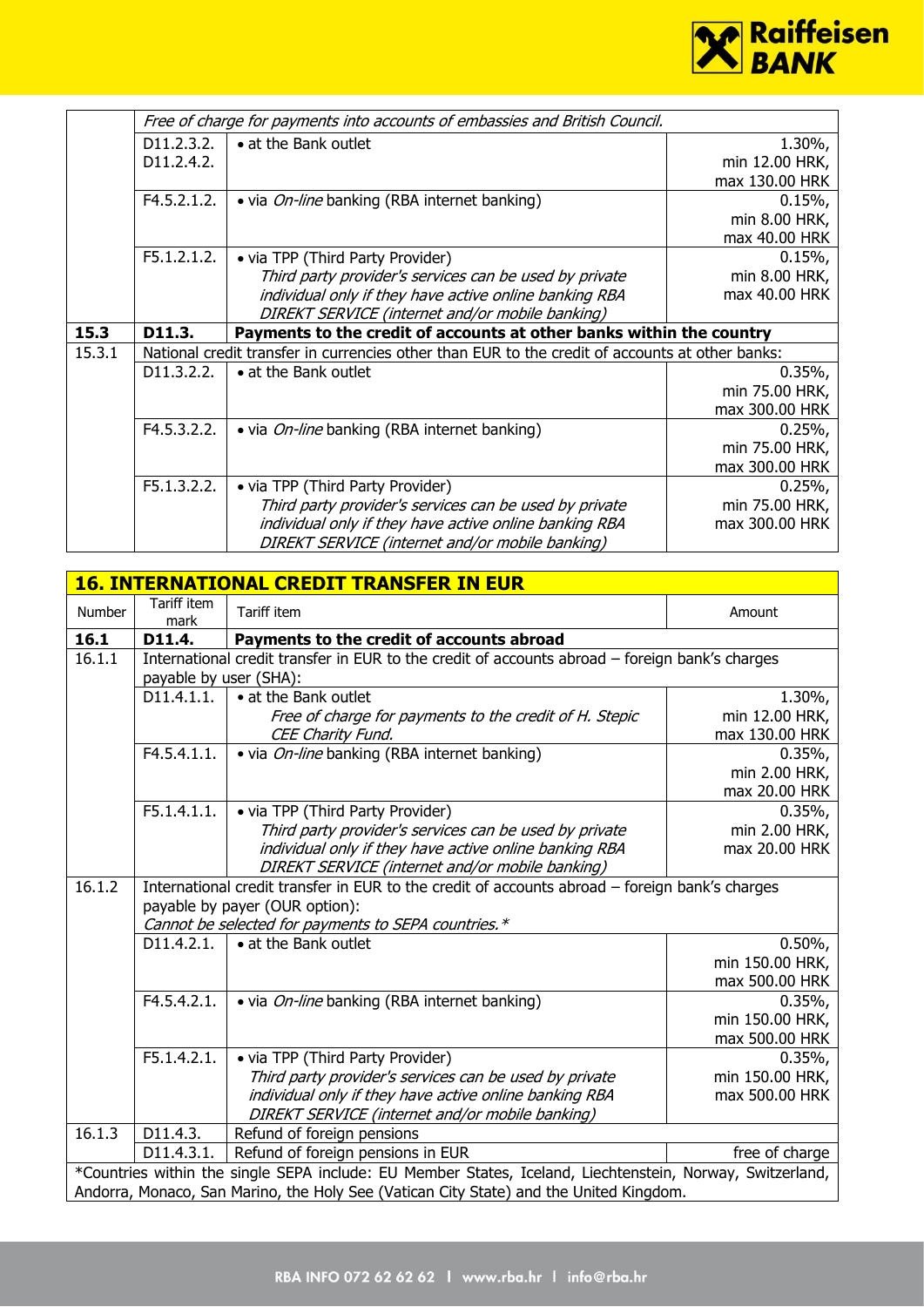| | | | |
|---|---|---|---|
| | *Free of charge for payments into accounts of embassies and British Council.* | | |
| | D11.2.3.2.<br>D11.2.4.2. | • at the Bank outlet | 1.30%,<br>min 12.00 HRK,<br>max 130.00 HRK |
| | F4.5.2.1.2. | • via *On-line* banking (RBA internet banking) | 0.15%,<br>min 8.00 HRK,<br>max 40.00 HRK |
| | F5.1.2.1.2. | • via TPP (Third Party Provider)<br>*Third party provider's services can be used by private individual only if they have active online banking RBA DIREKT SERVICE (internet and/or mobile banking)* | 0.15%,<br>min 8.00 HRK,<br>max 40.00 HRK |
| **15.3** | **D11.3.** | **Payments to the credit of accounts at other banks within the country** | |
| 15.3.1 | National credit transfer in currencies other than EUR to the credit of accounts at other banks: | | |
| | D11.3.2.2. | • at the Bank outlet | 0.35%,<br>min 75.00 HRK,<br>max 300.00 HRK |
| | F4.5.3.2.2. | • via *On-line* banking (RBA internet banking) | 0.25%,<br>min 75.00 HRK,<br>max 300.00 HRK |
| | F5.1.3.2.2. | • via TPP (Third Party Provider)<br>*Third party provider's services can be used by private individual only if they have active online banking RBA DIREKT SERVICE (internet and/or mobile banking)* | 0.25%,<br>min 75.00 HRK,<br>max 300.00 HRK |

## 16. INTERNATIONAL CREDIT TRANSFER IN EUR

| Number | Tariff item mark | Tariff item | Amount |
|---|---|---|---|
| **16.1** | **D11.4.** | **Payments to the credit of accounts abroad** | |
| 16.1.1 | International credit transfer in EUR to the credit of accounts abroad – foreign bank's charges payable by user (SHA): | | |
| | D11.4.1.1. | • at the Bank outlet<br>*Free of charge for payments to the credit of H. Stepic CEE Charity Fund.* | 1.30%,<br>min 12.00 HRK,<br>max 130.00 HRK |
| | F4.5.4.1.1. | • via *On-line* banking (RBA internet banking) | 0.35%,<br>min 2.00 HRK,<br>max 20.00 HRK |
| | F5.1.4.1.1. | • via TPP (Third Party Provider)<br>*Third party provider's services can be used by private individual only if they have active online banking RBA DIREKT SERVICE (internet and/or mobile banking)* | 0.35%,<br>min 2.00 HRK,<br>max 20.00 HRK |
| 16.1.2 | International credit transfer in EUR to the credit of accounts abroad – foreign bank's charges payable by payer (OUR option):<br>*Cannot be selected for payments to SEPA countries.\** | | |
| | D11.4.2.1. | • at the Bank outlet | 0.50%,<br>min 150.00 HRK,<br>max 500.00 HRK |
| | F4.5.4.2.1. | • via *On-line* banking (RBA internet banking) | 0.35%,<br>min 150.00 HRK,<br>max 500.00 HRK |
| | F5.1.4.2.1. | • via TPP (Third Party Provider)<br>*Third party provider's services can be used by private individual only if they have active online banking RBA DIREKT SERVICE (internet and/or mobile banking)* | 0.35%,<br>min 150.00 HRK,<br>max 500.00 HRK |
| 16.1.3 | D11.4.3. | Refund of foreign pensions | |
| | D11.4.3.1. | Refund of foreign pensions in EUR | free of charge |

*Countries within the single SEPA include: EU Member States, Iceland, Liechtenstein, Norway, Switzerland, Andorra, Monaco, San Marino, the Holy See (Vatican City State) and the United Kingdom.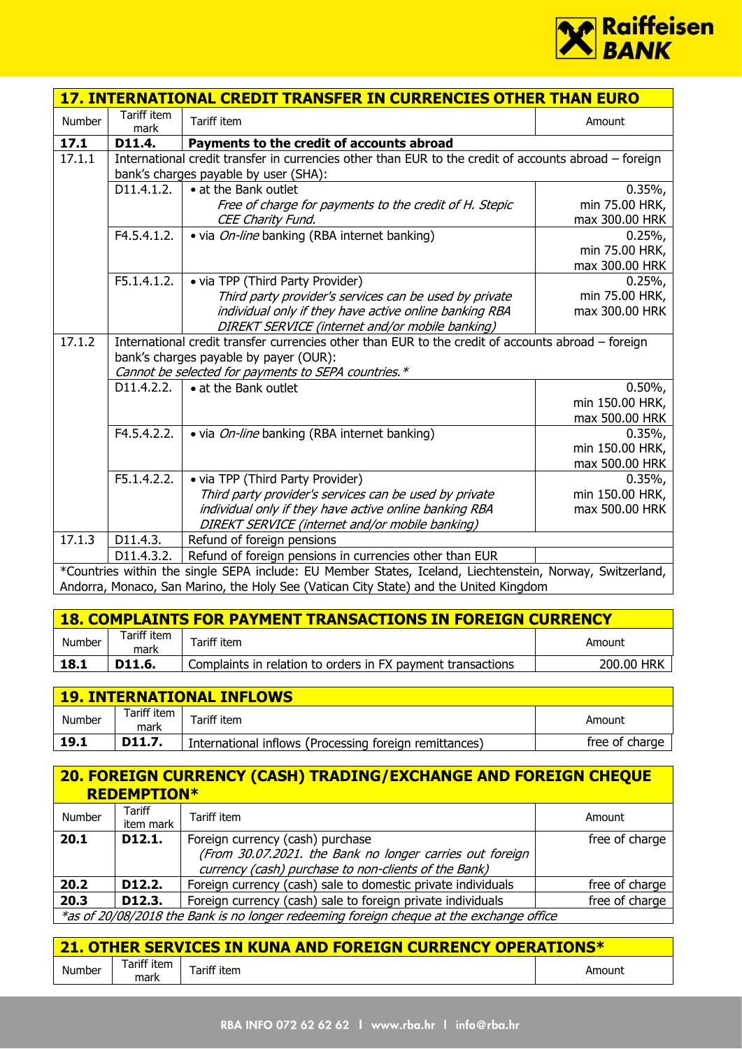## 17. INTERNATIONAL CREDIT TRANSFER IN CURRENCIES OTHER THAN EURO

| Number | Tariff item mark | Tariff item | Amount |
|---|---|---|---|
| **17.1** | **D11.4.** | **Payments to the credit of accounts abroad** | |
| 17.1.1 | International credit transfer in currencies other than EUR to the credit of accounts abroad – foreign bank's charges payable by user (SHA): | | |
| | D11.4.1.2. | • at the Bank outlet<br>*Free of charge for payments to the credit of H. Stepic CEE Charity Fund.* | 0.35%, min 75.00 HRK, max 300.00 HRK |
| | F4.5.4.1.2. | • via *On-line* banking (RBA internet banking) | 0.25%, min 75.00 HRK, max 300.00 HRK |
| | F5.1.4.1.2. | • via TPP (Third Party Provider)<br>*Third party provider's services can be used by private individual only if they have active online banking RBA DIREKT SERVICE (internet and/or mobile banking)* | 0.25%, min 75.00 HRK, max 300.00 HRK |
| 17.1.2 | International credit transfer currencies other than EUR to the credit of accounts abroad – foreign bank's charges payable by payer (OUR):<br>*Cannot be selected for payments to SEPA countries.** | | |
| | D11.4.2.2. | • at the Bank outlet | 0.50%, min 150.00 HRK, max 500.00 HRK |
| | F4.5.4.2.2. | • via *On-line* banking (RBA internet banking) | 0.35%, min 150.00 HRK, max 500.00 HRK |
| | F5.1.4.2.2. | • via TPP (Third Party Provider)<br>*Third party provider's services can be used by private individual only if they have active online banking RBA DIREKT SERVICE (internet and/or mobile banking)* | 0.35%, min 150.00 HRK, max 500.00 HRK |
| 17.1.3 | D11.4.3. | Refund of foreign pensions | |
| | D11.4.3.2. | Refund of foreign pensions in currencies other than EUR | |

*Countries within the single SEPA include: EU Member States, Iceland, Liechtenstein, Norway, Switzerland, Andorra, Monaco, San Marino, the Holy See (Vatican City State) and the United Kingdom

## 18. COMPLAINTS FOR PAYMENT TRANSACTIONS IN FOREIGN CURRENCY

| Number | Tariff item mark | Tariff item | Amount |
|---|---|---|---|
| **18.1** | **D11.6.** | Complaints in relation to orders in FX payment transactions | 200.00 HRK |

## 19. INTERNATIONAL INFLOWS

| Number | Tariff item mark | Tariff item | Amount |
|---|---|---|---|
| **19.1** | **D11.7.** | International inflows (Processing foreign remittances) | free of charge |

## 20. FOREIGN CURRENCY (CASH) TRADING/EXCHANGE AND FOREIGN CHEQUE REDEMPTION*

| Number | Tariff item mark | Tariff item | Amount |
|---|---|---|---|
| **20.1** | **D12.1.** | Foreign currency (cash) purchase<br>*(From 30.07.2021. the Bank no longer carries out foreign currency (cash) purchase to non-clients of the Bank)* | free of charge |
| **20.2** | **D12.2.** | Foreign currency (cash) sale to domestic private individuals | free of charge |
| **20.3** | **D12.3.** | Foreign currency (cash) sale to foreign private individuals | free of charge |

*\*as of 20/08/2018 the Bank is no longer redeeming foreign cheque at the exchange office*

## 21. OTHER SERVICES IN KUNA AND FOREIGN CURRENCY OPERATIONS*

| Number | Tariff item mark | Tariff item | Amount |
|---|---|---|---|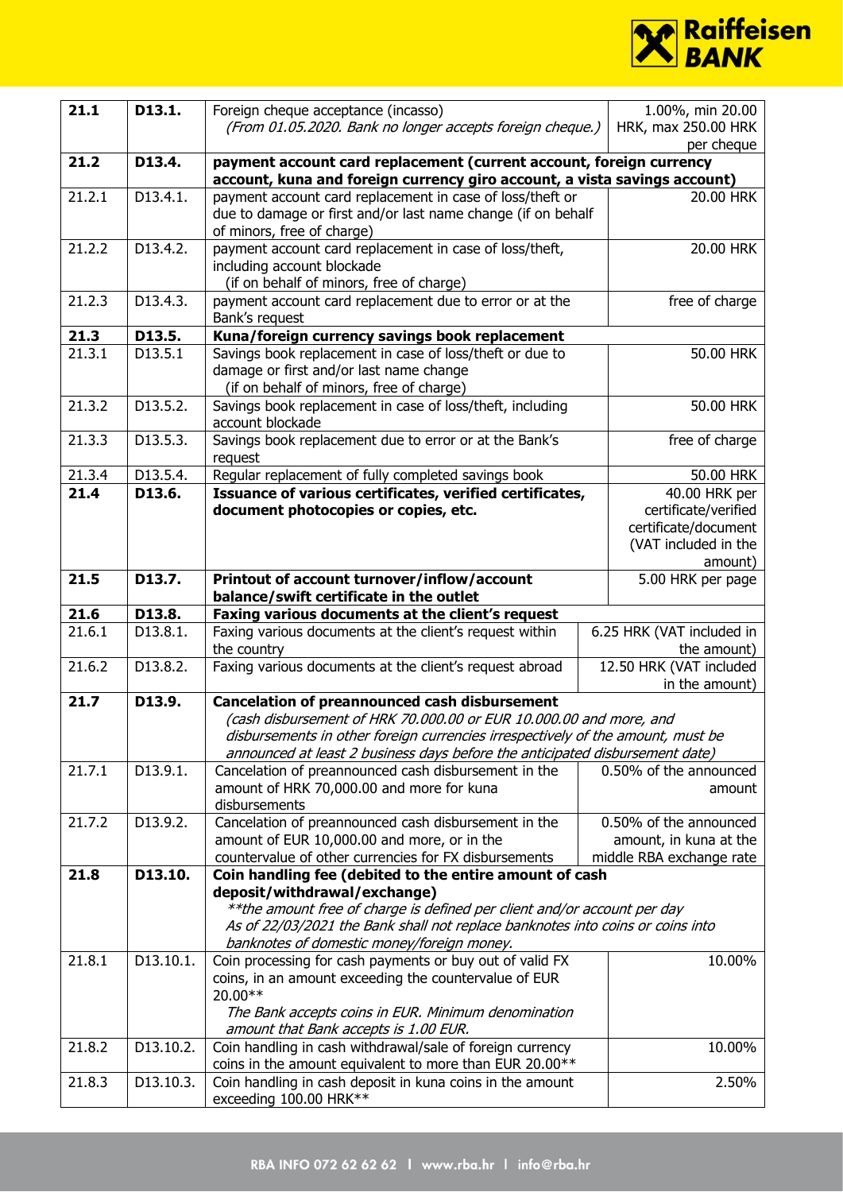| | | | |
|---|---|---|---|
| **21.1** | **D13.1.** | Foreign cheque acceptance (incasso)<br>*(From 01.05.2020. Bank no longer accepts foreign cheque.)* | 1.00%, min 20.00 HRK, max 250.00 HRK per cheque |
| **21.2** | **D13.4.** | **payment account card replacement (current account, foreign currency account, kuna and foreign currency giro account, a vista savings account)** | |
| 21.2.1 | D13.4.1. | payment account card replacement in case of loss/theft or due to damage or first and/or last name change (if on behalf of minors, free of charge) | 20.00 HRK |
| 21.2.2 | D13.4.2. | payment account card replacement in case of loss/theft, including account blockade<br>(if on behalf of minors, free of charge) | 20.00 HRK |
| 21.2.3 | D13.4.3. | payment account card replacement due to error or at the Bank's request | free of charge |
| **21.3** | **D13.5.** | **Kuna/foreign currency savings book replacement** | |
| 21.3.1 | D13.5.1 | Savings book replacement in case of loss/theft or due to damage or first and/or last name change<br>(if on behalf of minors, free of charge) | 50.00 HRK |
| 21.3.2 | D13.5.2. | Savings book replacement in case of loss/theft, including account blockade | 50.00 HRK |
| 21.3.3 | D13.5.3. | Savings book replacement due to error or at the Bank's request | free of charge |
| 21.3.4 | D13.5.4. | Regular replacement of fully completed savings book | 50.00 HRK |
| **21.4** | **D13.6.** | **Issuance of various certificates, verified certificates, document photocopies or copies, etc.** | 40.00 HRK per certificate/verified certificate/document (VAT included in the amount) |
| **21.5** | **D13.7.** | **Printout of account turnover/inflow/account balance/swift certificate in the outlet** | 5.00 HRK per page |
| **21.6** | **D13.8.** | **Faxing various documents at the client's request** | |
| 21.6.1 | D13.8.1. | Faxing various documents at the client's request within the country | 6.25 HRK (VAT included in the amount) |
| 21.6.2 | D13.8.2. | Faxing various documents at the client's request abroad | 12.50 HRK (VAT included in the amount) |
| **21.7** | **D13.9.** | **Cancelation of preannounced cash disbursement**<br>*(cash disbursement of HRK 70.000.00 or EUR 10.000.00 and more, and disbursements in other foreign currencies irrespectively of the amount, must be announced at least 2 business days before the anticipated disbursement date)* | |
| 21.7.1 | D13.9.1. | Cancelation of preannounced cash disbursement in the amount of HRK 70,000.00 and more for kuna disbursements | 0.50% of the announced amount |
| 21.7.2 | D13.9.2. | Cancelation of preannounced cash disbursement in the amount of EUR 10,000.00 and more, or in the countervalue of other currencies for FX disbursements | 0.50% of the announced amount, in kuna at the middle RBA exchange rate |
| **21.8** | **D13.10.** | **Coin handling fee (debited to the entire amount of cash deposit/withdrawal/exchange)**<br>*\*\*the amount free of charge is defined per client and/or account per day*<br>*As of 22/03/2021 the Bank shall not replace banknotes into coins or coins into banknotes of domestic money/foreign money.* | |
| 21.8.1 | D13.10.1. | Coin processing for cash payments or buy out of valid FX coins, in an amount exceeding the countervalue of EUR 20.00**<br>*The Bank accepts coins in EUR. Minimum denomination amount that Bank accepts is 1.00 EUR.* | 10.00% |
| 21.8.2 | D13.10.2. | Coin handling in cash withdrawal/sale of foreign currency coins in the amount equivalent to more than EUR 20.00** | 10.00% |
| 21.8.3 | D13.10.3. | Coin handling in cash deposit in kuna coins in the amount exceeding 100.00 HRK** | 2.50% |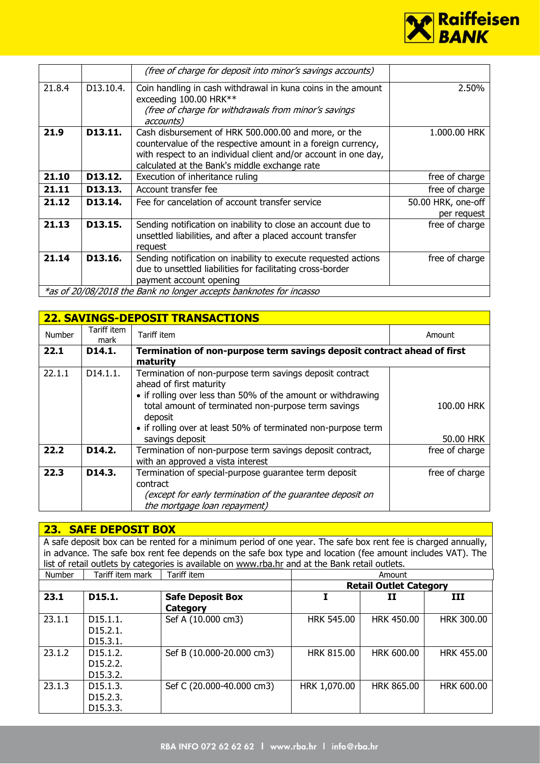| | | | |
|---|---|---|---|
| | | *(free of charge for deposit into minor's savings accounts)* | |
| 21.8.4 | D13.10.4. | Coin handling in cash withdrawal in kuna coins in the amount exceeding 100.00 HRK** *(free of charge for withdrawals from minor's savings accounts)* | 2.50% |
| **21.9** | **D13.11.** | Cash disbursement of HRK 500.000.00 and more, or the countervalue of the respective amount in a foreign currency, with respect to an individual client and/or account in one day, calculated at the Bank's middle exchange rate | 1.000.00 HRK |
| **21.10** | **D13.12.** | Execution of inheritance ruling | free of charge |
| **21.11** | **D13.13.** | Account transfer fee | free of charge |
| **21.12** | **D13.14.** | Fee for cancelation of account transfer service | 50.00 HRK, one-off per request |
| **21.13** | **D13.15.** | Sending notification on inability to close an account due to unsettled liabilities, and after a placed account transfer request | free of charge |
| **21.14** | **D13.16.** | Sending notification on inability to execute requested actions due to unsettled liabilities for facilitating cross-border payment account opening | free of charge |

*\*as of 20/08/2018 the Bank no longer accepts banknotes for incasso*

## 22. SAVINGS-DEPOSIT TRANSACTIONS

| Number | Tariff item mark | Tariff item | Amount |
|---|---|---|---|
| **22.1** | **D14.1.** | **Termination of non-purpose term savings deposit contract ahead of first maturity** | |
| 22.1.1 | D14.1.1. | Termination of non-purpose term savings deposit contract ahead of first maturity<br>• if rolling over less than 50% of the amount or withdrawing total amount of terminated non-purpose term savings deposit<br>• if rolling over at least 50% of terminated non-purpose term savings deposit | 100.00 HRK<br><br>50.00 HRK |
| **22.2** | **D14.2.** | Termination of non-purpose term savings deposit contract, with an approved a vista interest | free of charge |
| **22.3** | **D14.3.** | Termination of special-purpose guarantee term deposit contract *(except for early termination of the guarantee deposit on the mortgage loan repayment)* | free of charge |

## 23. SAFE DEPOSIT BOX

A safe deposit box can be rented for a minimum period of one year. The safe box rent fee is charged annually, in advance. The safe box rent fee depends on the safe box type and location (fee amount includes VAT). The list of retail outlets by categories is available on www.rba.hr and at the Bank retail outlets.

| Number | Tariff item mark | Tariff item | Amount | | |
|---|---|---|---|---|---|
| | | | **Retail Outlet Category** | | |
| **23.1** | **D15.1.** | **Safe Deposit Box Category** | **I** | **II** | **III** |
| 23.1.1 | D15.1.1.<br>D15.2.1.<br>D15.3.1. | Sef A (10.000 cm3) | HRK 545.00 | HRK 450.00 | HRK 300.00 |
| 23.1.2 | D15.1.2.<br>D15.2.2.<br>D15.3.2. | Sef B (10.000-20.000 cm3) | HRK 815.00 | HRK 600.00 | HRK 455.00 |
| 23.1.3 | D15.1.3.<br>D15.2.3.<br>D15.3.3. | Sef C (20.000-40.000 cm3) | HRK 1,070.00 | HRK 865.00 | HRK 600.00 |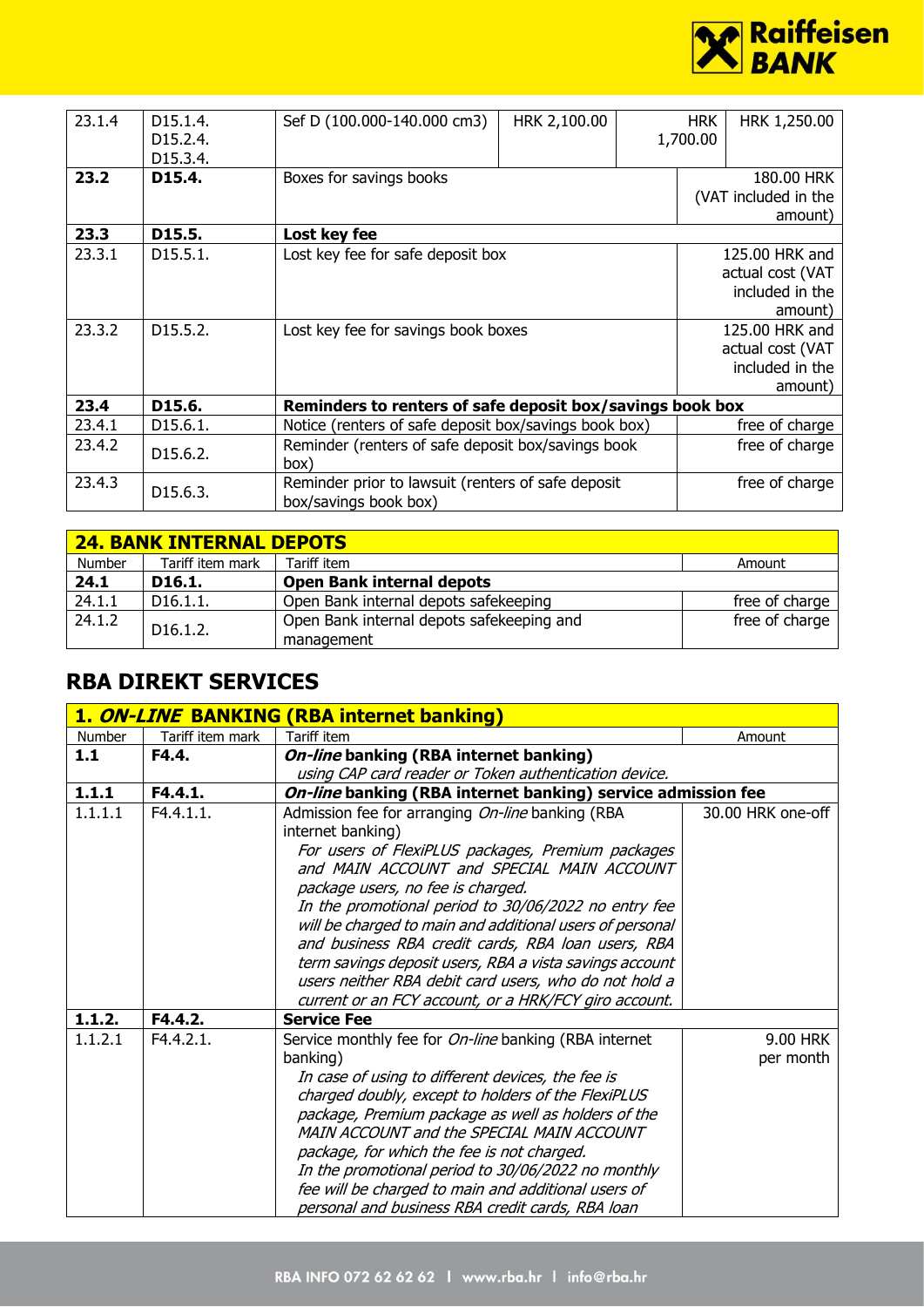| | | | | | |
|---|---|---|---|---|---|
| 23.1.4 | D15.1.4. D15.2.4. D15.3.4. | Sef D (100.000-140.000 cm3) | HRK 2,100.00 | HRK 1,700.00 | HRK 1,250.00 |
| **23.2** | **D15.4.** | Boxes for savings books | | 180.00 HRK (VAT included in the amount) | |
| **23.3** | **D15.5.** | **Lost key fee** | | | |
| 23.3.1 | D15.5.1. | Lost key fee for safe deposit box | | 125.00 HRK and actual cost (VAT included in the amount) | |
| 23.3.2 | D15.5.2. | Lost key fee for savings book boxes | | 125.00 HRK and actual cost (VAT included in the amount) | |
| **23.4** | **D15.6.** | **Reminders to renters of safe deposit box/savings book box** | | | |
| 23.4.1 | D15.6.1. | Notice (renters of safe deposit box/savings book box) | | free of charge | |
| 23.4.2 | D15.6.2. | Reminder (renters of safe deposit box/savings book box) | | free of charge | |
| 23.4.3 | D15.6.3. | Reminder prior to lawsuit (renters of safe deposit box/savings book box) | | free of charge | |

| **24. BANK INTERNAL DEPOTS** | | | |
|---|---|---|---|
| Number | Tariff item mark | Tariff item | Amount |
| **24.1** | **D16.1.** | **Open Bank internal depots** | |
| 24.1.1 | D16.1.1. | Open Bank internal depots safekeeping | free of charge |
| 24.1.2 | D16.1.2. | Open Bank internal depots safekeeping and management | free of charge |

## RBA DIREKT SERVICES

| **1. *ON-LINE* BANKING (RBA internet banking)** | | | |
|---|---|---|---|
| Number | Tariff item mark | Tariff item | Amount |
| **1.1** | **F4.4.** | ***On-line* banking (RBA internet banking)** *using CAP card reader or Token authentication device.* | |
| **1.1.1** | **F4.4.1.** | ***On-line* banking (RBA internet banking) service admission fee** | |
| 1.1.1.1 | F4.4.1.1. | Admission fee for arranging *On-line* banking (RBA internet banking) *For users of FlexiPLUS packages, Premium packages and MAIN ACCOUNT and SPECIAL MAIN ACCOUNT package users, no fee is charged. In the promotional period to 30/06/2022 no entry fee will be charged to main and additional users of personal and business RBA credit cards, RBA loan users, RBA term savings deposit users, RBA a vista savings account users neither RBA debit card users, who do not hold a current or an FCY account, or a HRK/FCY giro account.* | 30.00 HRK one-off |
| **1.1.2.** | **F4.4.2.** | **Service Fee** | |
| 1.1.2.1 | F4.4.2.1. | Service monthly fee for *On-line* banking (RBA internet banking) *In case of using to different devices, the fee is charged doubly, except to holders of the FlexiPLUS package, Premium package as well as holders of the MAIN ACCOUNT and the SPECIAL MAIN ACCOUNT package, for which the fee is not charged. In the promotional period to 30/06/2022 no monthly fee will be charged to main and additional users of personal and business RBA credit cards, RBA loan* | 9.00 HRK per month |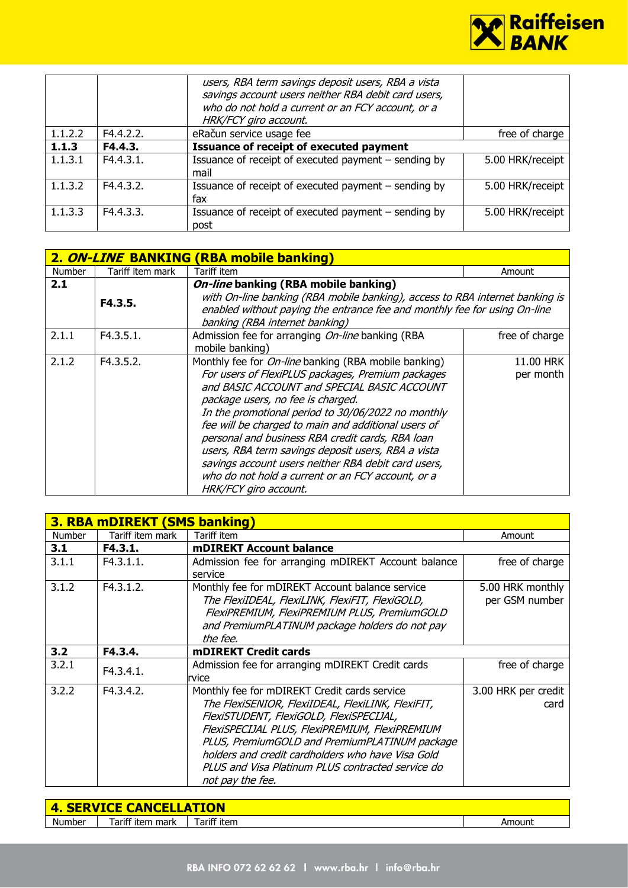| | | *users, RBA term savings deposit users, RBA a vista savings account users neither RBA debit card users, who do not hold a current or an FCY account, or a HRK/FCY giro account.* | |
|---|---|---|---|
| 1.1.2.2 | F4.4.2.2. | eRačun service usage fee | free of charge |
| **1.1.3** | **F4.4.3.** | **Issuance of receipt of executed payment** | |
| 1.1.3.1 | F4.4.3.1. | Issuance of receipt of executed payment – sending by mail | 5.00 HRK/receipt |
| 1.1.3.2 | F4.4.3.2. | Issuance of receipt of executed payment – sending by fax | 5.00 HRK/receipt |
| 1.1.3.3 | F4.4.3.3. | Issuance of receipt of executed payment – sending by post | 5.00 HRK/receipt |

## 2. *ON-LINE* BANKING (RBA mobile banking)

| Number | Tariff item mark | Tariff item | Amount |
|---|---|---|---|
| **2.1** | **F4.3.5.** | ***On-line* banking (RBA mobile banking)** *with On-line banking (RBA mobile banking), access to RBA internet banking is enabled without paying the entrance fee and monthly fee for using On-line banking (RBA internet banking)* | |
| 2.1.1 | F4.3.5.1. | Admission fee for arranging *On-line* banking (RBA mobile banking) | free of charge |
| 2.1.2 | F4.3.5.2. | Monthly fee for *On-line* banking (RBA mobile banking) *For users of FlexiPLUS packages, Premium packages and BASIC ACCOUNT and SPECIAL BASIC ACCOUNT package users, no fee is charged. In the promotional period to 30/06/2022 no monthly fee will be charged to main and additional users of personal and business RBA credit cards, RBA loan users, RBA term savings deposit users, RBA a vista savings account users neither RBA debit card users, who do not hold a current or an FCY account, or a HRK/FCY giro account.* | 11.00 HRK per month |

## 3. RBA mDIREKT (SMS banking)

| Number | Tariff item mark | Tariff item | Amount |
|---|---|---|---|
| **3.1** | **F4.3.1.** | **mDIREKT Account balance** | |
| 3.1.1 | F4.3.1.1. | Admission fee for arranging mDIREKT Account balance service | free of charge |
| 3.1.2 | F4.3.1.2. | Monthly fee for mDIREKT Account balance service *The FlexiIDEAL, FlexiLINK, FlexiFIT, FlexiGOLD, FlexiPREMIUM, FlexiPREMIUM PLUS, PremiumGOLD and PremiumPLATINUM package holders do not pay the fee.* | 5.00 HRK monthly per GSM number |
| **3.2** | **F4.3.4.** | **mDIREKT Credit cards** | |
| 3.2.1 | F4.3.4.1. | Admission fee for arranging mDIREKT Credit cards rvice | free of charge |
| 3.2.2 | F4.3.4.2. | Monthly fee for mDIREKT Credit cards service *The FlexiSENIOR, FlexiIDEAL, FlexiLINK, FlexiFIT, FlexiSTUDENT, FlexiGOLD, FlexiSPECIJAL, FlexiSPECIJAL PLUS, FlexiPREMIUM, FlexiPREMIUM PLUS, PremiumGOLD and PremiumPLATINUM package holders and credit cardholders who have Visa Gold PLUS and Visa Platinum PLUS contracted service do not pay the fee.* | 3.00 HRK per credit card |

## 4. SERVICE CANCELLATION

| Number | Tariff item mark | Tariff item | Amount |
|---|---|---|---|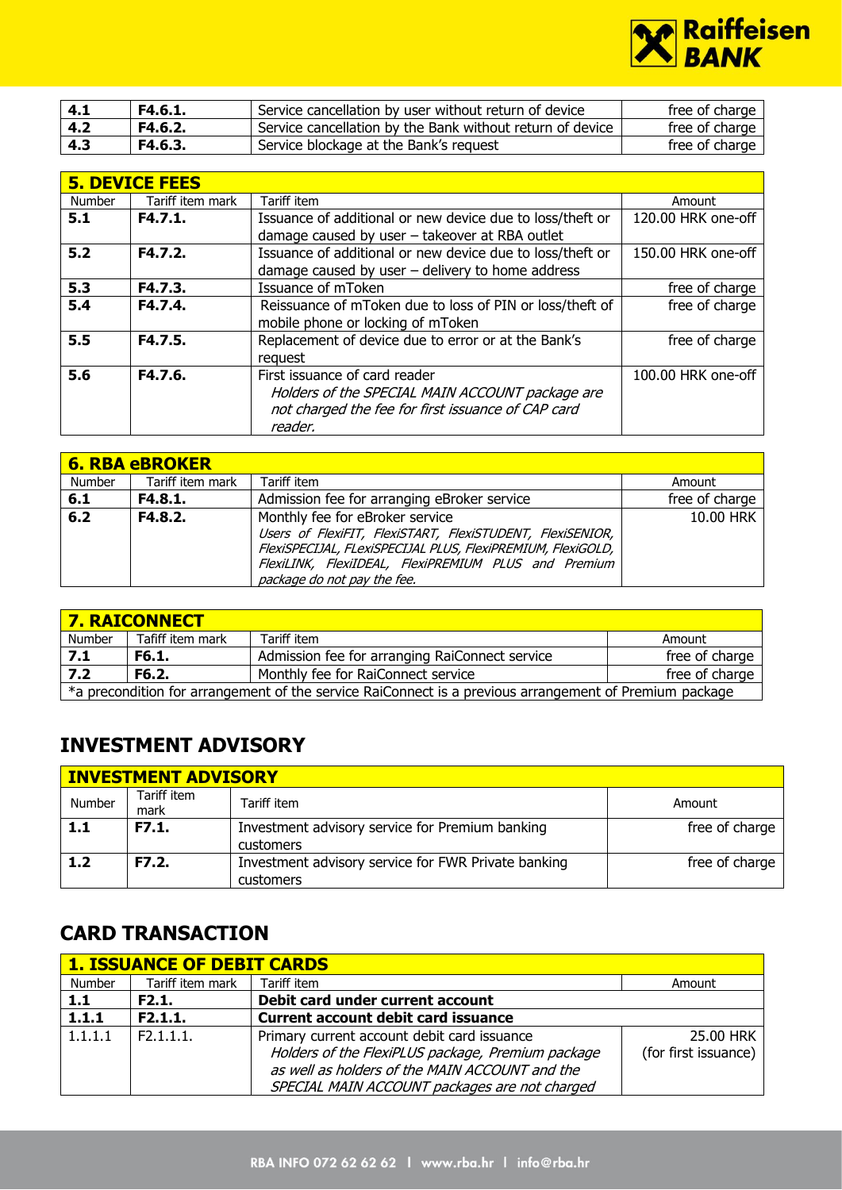| | | | |
|---|---|---|---|
| **4.1** | **F4.6.1.** | Service cancellation by user without return of device | free of charge |
| **4.2** | **F4.6.2.** | Service cancellation by the Bank without return of device | free of charge |
| **4.3** | **F4.6.3.** | Service blockage at the Bank's request | free of charge |

| **5. DEVICE FEES** | | | |
|---|---|---|---|
| Number | Tariff item mark | Tariff item | Amount |
| **5.1** | **F4.7.1.** | Issuance of additional or new device due to loss/theft or damage caused by user – takeover at RBA outlet | 120.00 HRK one-off |
| **5.2** | **F4.7.2.** | Issuance of additional or new device due to loss/theft or damage caused by user – delivery to home address | 150.00 HRK one-off |
| **5.3** | **F4.7.3.** | Issuance of mToken | free of charge |
| **5.4** | **F4.7.4.** | Reissuance of mToken due to loss of PIN or loss/theft of mobile phone or locking of mToken | free of charge |
| **5.5** | **F4.7.5.** | Replacement of device due to error or at the Bank's request | free of charge |
| **5.6** | **F4.7.6.** | First issuance of card reader *Holders of the SPECIAL MAIN ACCOUNT package are not charged the fee for first issuance of CAP card reader.* | 100.00 HRK one-off |

| **6. RBA eBROKER** | | | |
|---|---|---|---|
| Number | Tariff item mark | Tariff item | Amount |
| **6.1** | **F4.8.1.** | Admission fee for arranging eBroker service | free of charge |
| **6.2** | **F4.8.2.** | Monthly fee for eBroker service *Users of FlexiFIT, FlexiSTART, FlexiSTUDENT, FlexiSENIOR, FlexiSPECIJAL, FLexiSPECIJAL PLUS, FlexiPREMIUM, FlexiGOLD, FlexiLINK, FlexiIDEAL, FlexiPREMIUM PLUS and Premium package do not pay the fee.* | 10.00 HRK |

| **7. RAICONNECT** | | | |
|---|---|---|---|
| Number | Tafiff item mark | Tariff item | Amount |
| **7.1** | **F6.1.** | Admission fee for arranging RaiConnect service | free of charge |
| **7.2** | **F6.2.** | Monthly fee for RaiConnect service | free of charge |
| *a precondition for arrangement of the service RaiConnect is a previous arrangement of Premium package | | | |

## INVESTMENT ADVISORY

| **INVESTMENT ADVISORY** | | | |
|---|---|---|---|
| Number | Tariff item mark | Tariff item | Amount |
| **1.1** | **F7.1.** | Investment advisory service for Premium banking customers | free of charge |
| **1.2** | **F7.2.** | Investment advisory service for FWR Private banking customers | free of charge |

## CARD TRANSACTION

| **1. ISSUANCE OF DEBIT CARDS** | | | |
|---|---|---|---|
| Number | Tariff item mark | Tariff item | Amount |
| **1.1** | **F2.1.** | **Debit card under current account** | |
| **1.1.1** | **F2.1.1.** | **Current account debit card issuance** | |
| 1.1.1.1 | F2.1.1.1. | Primary current account debit card issuance *Holders of the FlexiPLUS package, Premium package as well as holders of the MAIN ACCOUNT and the SPECIAL MAIN ACCOUNT packages are not charged* | 25.00 HRK (for first issuance) |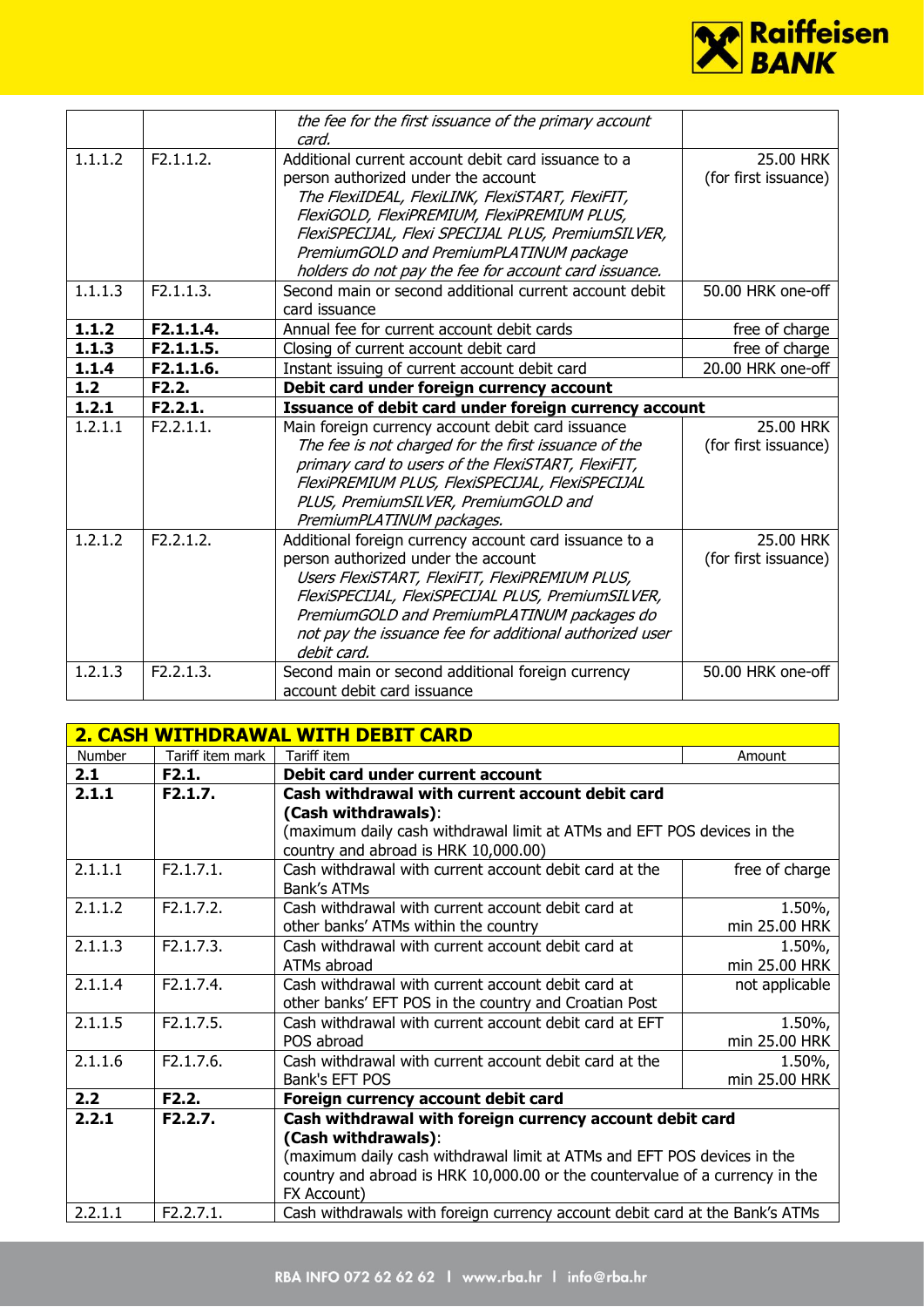| | | | |
|---|---|---|---|
| | | *the fee for the first issuance of the primary account card.* | |
| 1.1.1.2 | F2.1.1.2. | Additional current account debit card issuance to a person authorized under the account *The FlexiIDEAL, FlexiLINK, FlexiSTART, FlexiFIT, FlexiGOLD, FlexiPREMIUM, FlexiPREMIUM PLUS, FlexiSPECIJAL, Flexi SPECIJAL PLUS, PremiumSILVER, PremiumGOLD and PremiumPLATINUM package holders do not pay the fee for account card issuance.* | 25.00 HRK (for first issuance) |
| 1.1.1.3 | F2.1.1.3. | Second main or second additional current account debit card issuance | 50.00 HRK one-off |
| **1.1.2** | **F2.1.1.4.** | Annual fee for current account debit cards | free of charge |
| **1.1.3** | **F2.1.1.5.** | Closing of current account debit card | free of charge |
| **1.1.4** | **F2.1.1.6.** | Instant issuing of current account debit card | 20.00 HRK one-off |
| **1.2** | **F2.2.** | **Debit card under foreign currency account** | |
| **1.2.1** | **F2.2.1.** | **Issuance of debit card under foreign currency account** | |
| 1.2.1.1 | F2.2.1.1. | Main foreign currency account debit card issuance *The fee is not charged for the first issuance of the primary card to users of the FlexiSTART, FlexiFIT, FlexiPREMIUM PLUS, FlexiSPECIJAL, FlexiSPECIJAL PLUS, PremiumSILVER, PremiumGOLD and PremiumPLATINUM packages.* | 25.00 HRK (for first issuance) |
| 1.2.1.2 | F2.2.1.2. | Additional foreign currency account card issuance to a person authorized under the account *Users FlexiSTART, FlexiFIT, FlexiPREMIUM PLUS, FlexiSPECIJAL, FlexiSPECIJAL PLUS, PremiumSILVER, PremiumGOLD and PremiumPLATINUM packages do not pay the issuance fee for additional authorized user debit card.* | 25.00 HRK (for first issuance) |
| 1.2.1.3 | F2.2.1.3. | Second main or second additional foreign currency account debit card issuance | 50.00 HRK one-off |

## 2. CASH WITHDRAWAL WITH DEBIT CARD

| Number | Tariff item mark | Tariff item | Amount |
|---|---|---|---|
| **2.1** | **F2.1.** | **Debit card under current account** | |
| **2.1.1** | **F2.1.7.** | **Cash withdrawal with current account debit card (Cash withdrawals)**: (maximum daily cash withdrawal limit at ATMs and EFT POS devices in the country and abroad is HRK 10,000.00) | |
| 2.1.1.1 | F2.1.7.1. | Cash withdrawal with current account debit card at the Bank's ATMs | free of charge |
| 2.1.1.2 | F2.1.7.2. | Cash withdrawal with current account debit card at other banks' ATMs within the country | 1.50%, min 25.00 HRK |
| 2.1.1.3 | F2.1.7.3. | Cash withdrawal with current account debit card at ATMs abroad | 1.50%, min 25.00 HRK |
| 2.1.1.4 | F2.1.7.4. | Cash withdrawal with current account debit card at other banks' EFT POS in the country and Croatian Post | not applicable |
| 2.1.1.5 | F2.1.7.5. | Cash withdrawal with current account debit card at EFT POS abroad | 1.50%, min 25.00 HRK |
| 2.1.1.6 | F2.1.7.6. | Cash withdrawal with current account debit card at the Bank's EFT POS | 1.50%, min 25.00 HRK |
| **2.2** | **F2.2.** | **Foreign currency account debit card** | |
| **2.2.1** | **F2.2.7.** | **Cash withdrawal with foreign currency account debit card (Cash withdrawals)**: (maximum daily cash withdrawal limit at ATMs and EFT POS devices in the country and abroad is HRK 10,000.00 or the countervalue of a currency in the FX Account) | |
| 2.2.1.1 | F2.2.7.1. | Cash withdrawals with foreign currency account debit card at the Bank's ATMs | |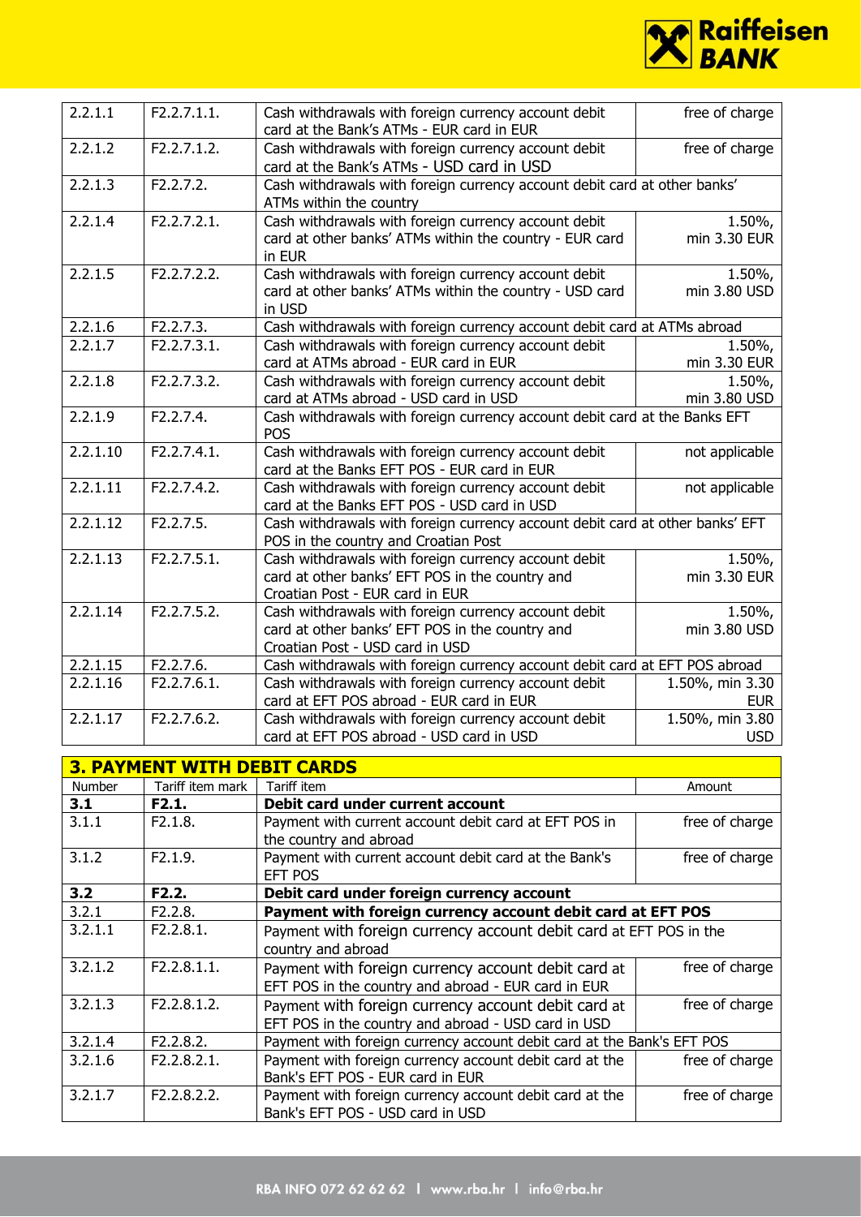| | | | |
|---|---|---|---|
| 2.2.1.1 | F2.2.7.1.1. | Cash withdrawals with foreign currency account debit card at the Bank's ATMs - EUR card in EUR | free of charge |
| 2.2.1.2 | F2.2.7.1.2. | Cash withdrawals with foreign currency account debit card at the Bank's ATMs - USD card in USD | free of charge |
| 2.2.1.3 | F2.2.7.2. | Cash withdrawals with foreign currency account debit card at other banks' ATMs within the country | |
| 2.2.1.4 | F2.2.7.2.1. | Cash withdrawals with foreign currency account debit card at other banks' ATMs within the country - EUR card in EUR | 1.50%, min 3.30 EUR |
| 2.2.1.5 | F2.2.7.2.2. | Cash withdrawals with foreign currency account debit card at other banks' ATMs within the country - USD card in USD | 1.50%, min 3.80 USD |
| 2.2.1.6 | F2.2.7.3. | Cash withdrawals with foreign currency account debit card at ATMs abroad | |
| 2.2.1.7 | F2.2.7.3.1. | Cash withdrawals with foreign currency account debit card at ATMs abroad - EUR card in EUR | 1.50%, min 3.30 EUR |
| 2.2.1.8 | F2.2.7.3.2. | Cash withdrawals with foreign currency account debit card at ATMs abroad - USD card in USD | 1.50%, min 3.80 USD |
| 2.2.1.9 | F2.2.7.4. | Cash withdrawals with foreign currency account debit card at the Banks EFT POS | |
| 2.2.1.10 | F2.2.7.4.1. | Cash withdrawals with foreign currency account debit card at the Banks EFT POS - EUR card in EUR | not applicable |
| 2.2.1.11 | F2.2.7.4.2. | Cash withdrawals with foreign currency account debit card at the Banks EFT POS - USD card in USD | not applicable |
| 2.2.1.12 | F2.2.7.5. | Cash withdrawals with foreign currency account debit card at other banks' EFT POS in the country and Croatian Post | |
| 2.2.1.13 | F2.2.7.5.1. | Cash withdrawals with foreign currency account debit card at other banks' EFT POS in the country and Croatian Post - EUR card in EUR | 1.50%, min 3.30 EUR |
| 2.2.1.14 | F2.2.7.5.2. | Cash withdrawals with foreign currency account debit card at other banks' EFT POS in the country and Croatian Post - USD card in USD | 1.50%, min 3.80 USD |
| 2.2.1.15 | F2.2.7.6. | Cash withdrawals with foreign currency account debit card at EFT POS abroad | |
| 2.2.1.16 | F2.2.7.6.1. | Cash withdrawals with foreign currency account debit card at EFT POS abroad - EUR card in EUR | 1.50%, min 3.30 EUR |
| 2.2.1.17 | F2.2.7.6.2. | Cash withdrawals with foreign currency account debit card at EFT POS abroad - USD card in USD | 1.50%, min 3.80 USD |

## 3. PAYMENT WITH DEBIT CARDS

| Number | Tariff item mark | Tariff item | Amount |
|---|---|---|---|
| **3.1** | **F2.1.** | **Debit card under current account** | |
| 3.1.1 | F2.1.8. | Payment with current account debit card at EFT POS in the country and abroad | free of charge |
| 3.1.2 | F2.1.9. | Payment with current account debit card at the Bank's EFT POS | free of charge |
| **3.2** | **F2.2.** | **Debit card under foreign currency account** | |
| 3.2.1 | F2.2.8. | **Payment with foreign currency account debit card at EFT POS** | |
| 3.2.1.1 | F2.2.8.1. | Payment with foreign currency account debit card at EFT POS in the country and abroad | |
| 3.2.1.2 | F2.2.8.1.1. | Payment with foreign currency account debit card at EFT POS in the country and abroad - EUR card in EUR | free of charge |
| 3.2.1.3 | F2.2.8.1.2. | Payment with foreign currency account debit card at EFT POS in the country and abroad - USD card in USD | free of charge |
| 3.2.1.4 | F2.2.8.2. | Payment with foreign currency account debit card at the Bank's EFT POS | |
| 3.2.1.6 | F2.2.8.2.1. | Payment with foreign currency account debit card at the Bank's EFT POS - EUR card in EUR | free of charge |
| 3.2.1.7 | F2.2.8.2.2. | Payment with foreign currency account debit card at the Bank's EFT POS - USD card in USD | free of charge |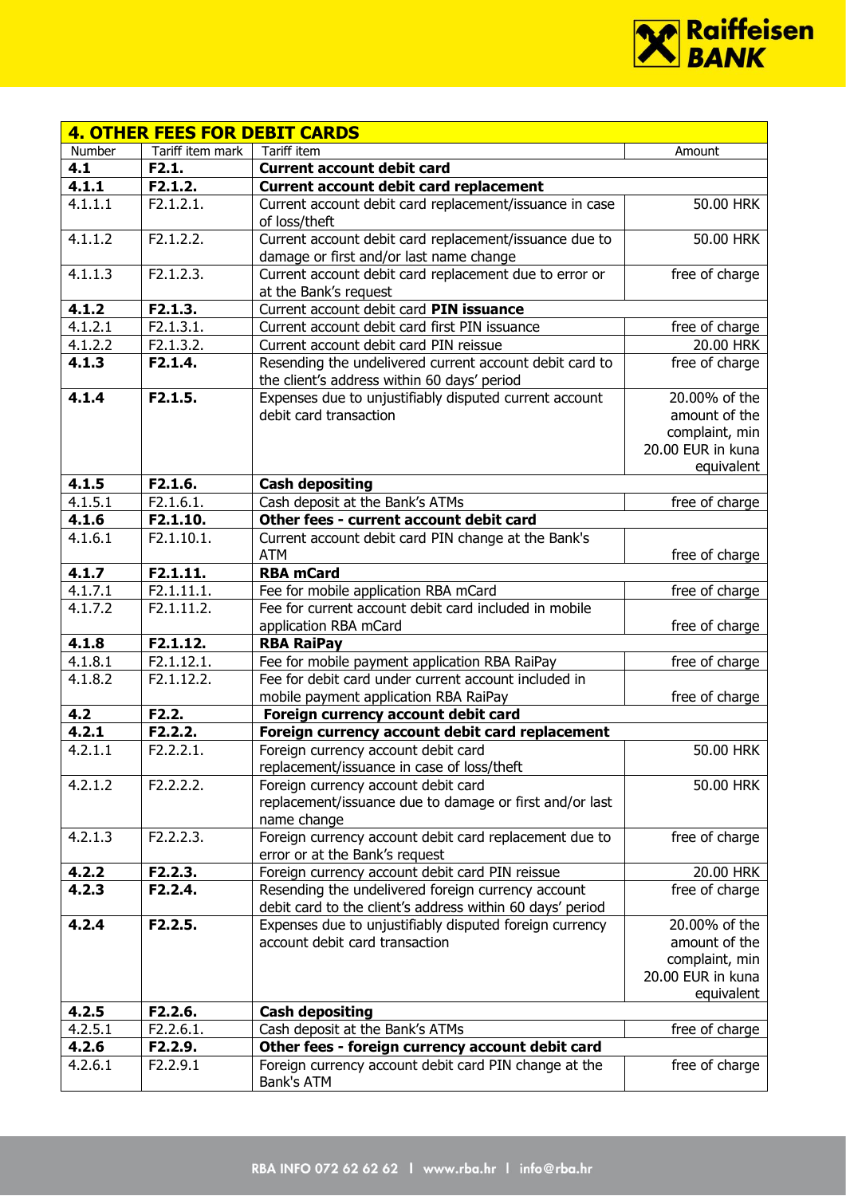| **4. OTHER FEES FOR DEBIT CARDS** | | | |
|---|---|---|---|
| Number | Tariff item mark | Tariff item | Amount |
| **4.1** | **F2.1.** | **Current account debit card** | |
| **4.1.1** | **F2.1.2.** | **Current account debit card replacement** | |
| 4.1.1.1 | F2.1.2.1. | Current account debit card replacement/issuance in case of loss/theft | 50.00 HRK |
| 4.1.1.2 | F2.1.2.2. | Current account debit card replacement/issuance due to damage or first and/or last name change | 50.00 HRK |
| 4.1.1.3 | F2.1.2.3. | Current account debit card replacement due to error or at the Bank's request | free of charge |
| **4.1.2** | **F2.1.3.** | Current account debit card **PIN issuance** | |
| 4.1.2.1 | F2.1.3.1. | Current account debit card first PIN issuance | free of charge |
| 4.1.2.2 | F2.1.3.2. | Current account debit card PIN reissue | 20.00 HRK |
| **4.1.3** | **F2.1.4.** | Resending the undelivered current account debit card to the client's address within 60 days' period | free of charge |
| **4.1.4** | **F2.1.5.** | Expenses due to unjustifiably disputed current account debit card transaction | 20.00% of the amount of the complaint, min 20.00 EUR in kuna equivalent |
| **4.1.5** | **F2.1.6.** | **Cash depositing** | |
| 4.1.5.1 | F2.1.6.1. | Cash deposit at the Bank's ATMs | free of charge |
| **4.1.6** | **F2.1.10.** | **Other fees - current account debit card** | |
| 4.1.6.1 | F2.1.10.1. | Current account debit card PIN change at the Bank's ATM | free of charge |
| **4.1.7** | **F2.1.11.** | **RBA mCard** | |
| 4.1.7.1 | F2.1.11.1. | Fee for mobile application RBA mCard | free of charge |
| 4.1.7.2 | F2.1.11.2. | Fee for current account debit card included in mobile application RBA mCard | free of charge |
| **4.1.8** | **F2.1.12.** | **RBA RaiPay** | |
| 4.1.8.1 | F2.1.12.1. | Fee for mobile payment application RBA RaiPay | free of charge |
| 4.1.8.2 | F2.1.12.2. | Fee for debit card under current account included in mobile payment application RBA RaiPay | free of charge |
| **4.2** | **F2.2.** | **Foreign currency account debit card** | |
| **4.2.1** | **F2.2.2.** | **Foreign currency account debit card replacement** | |
| 4.2.1.1 | F2.2.2.1. | Foreign currency account debit card replacement/issuance in case of loss/theft | 50.00 HRK |
| 4.2.1.2 | F2.2.2.2. | Foreign currency account debit card replacement/issuance due to damage or first and/or last name change | 50.00 HRK |
| 4.2.1.3 | F2.2.2.3. | Foreign currency account debit card replacement due to error or at the Bank's request | free of charge |
| **4.2.2** | **F2.2.3.** | Foreign currency account debit card PIN reissue | 20.00 HRK |
| **4.2.3** | **F2.2.4.** | Resending the undelivered foreign currency account debit card to the client's address within 60 days' period | free of charge |
| **4.2.4** | **F2.2.5.** | Expenses due to unjustifiably disputed foreign currency account debit card transaction | 20.00% of the amount of the complaint, min 20.00 EUR in kuna equivalent |
| **4.2.5** | **F2.2.6.** | **Cash depositing** | |
| 4.2.5.1 | F2.2.6.1. | Cash deposit at the Bank's ATMs | free of charge |
| **4.2.6** | **F2.2.9.** | **Other fees - foreign currency account debit card** | |
| 4.2.6.1 | F2.2.9.1 | Foreign currency account debit card PIN change at the Bank's ATM | free of charge |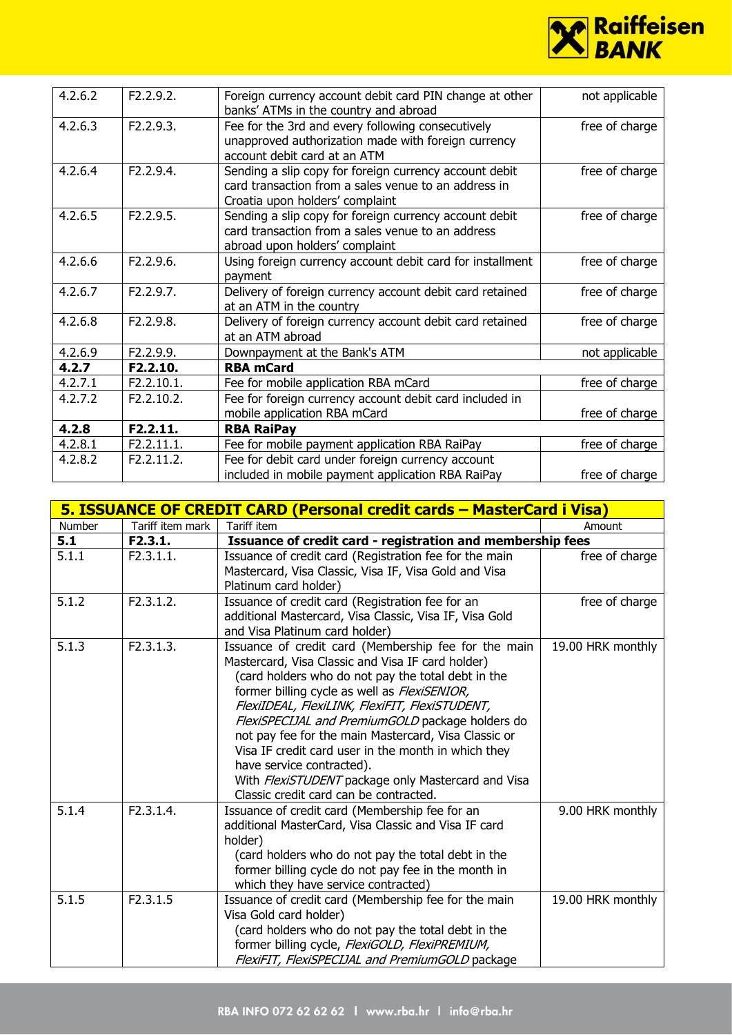| | | | |
|---|---|---|---|
| 4.2.6.2 | F2.2.9.2. | Foreign currency account debit card PIN change at other banks' ATMs in the country and abroad | not applicable |
| 4.2.6.3 | F2.2.9.3. | Fee for the 3rd and every following consecutively unapproved authorization made with foreign currency account debit card at an ATM | free of charge |
| 4.2.6.4 | F2.2.9.4. | Sending a slip copy for foreign currency account debit card transaction from a sales venue to an address in Croatia upon holders' complaint | free of charge |
| 4.2.6.5 | F2.2.9.5. | Sending a slip copy for foreign currency account debit card transaction from a sales venue to an address abroad upon holders' complaint | free of charge |
| 4.2.6.6 | F2.2.9.6. | Using foreign currency account debit card for installment payment | free of charge |
| 4.2.6.7 | F2.2.9.7. | Delivery of foreign currency account debit card retained at an ATM in the country | free of charge |
| 4.2.6.8 | F2.2.9.8. | Delivery of foreign currency account debit card retained at an ATM abroad | free of charge |
| 4.2.6.9 | F2.2.9.9. | Downpayment at the Bank's ATM | not applicable |
| **4.2.7** | **F2.2.10.** | **RBA mCard** | |
| 4.2.7.1 | F2.2.10.1. | Fee for mobile application RBA mCard | free of charge |
| 4.2.7.2 | F2.2.10.2. | Fee for foreign currency account debit card included in mobile application RBA mCard | free of charge |
| **4.2.8** | **F2.2.11.** | **RBA RaiPay** | |
| 4.2.8.1 | F2.2.11.1. | Fee for mobile payment application RBA RaiPay | free of charge |
| 4.2.8.2 | F2.2.11.2. | Fee for debit card under foreign currency account included in mobile payment application RBA RaiPay | free of charge |

## 5. ISSUANCE OF CREDIT CARD (Personal credit cards – MasterCard i Visa)

| Number | Tariff item mark | Tariff item | Amount |
|---|---|---|---|
| **5.1** | **F2.3.1.** | **Issuance of credit card - registration and membership fees** | |
| 5.1.1 | F2.3.1.1. | Issuance of credit card (Registration fee for the main Mastercard, Visa Classic, Visa IF, Visa Gold and Visa Platinum card holder) | free of charge |
| 5.1.2 | F2.3.1.2. | Issuance of credit card (Registration fee for an additional Mastercard, Visa Classic, Visa IF, Visa Gold and Visa Platinum card holder) | free of charge |
| 5.1.3 | F2.3.1.3. | Issuance of credit card (Membership fee for the main Mastercard, Visa Classic and Visa IF card holder) (card holders who do not pay the total debt in the former billing cycle as well as *FlexiSENIOR, FlexiIDEAL, FlexiLINK, FlexiFIT, FlexiSTUDENT, FlexiSPECIJAL and PremiumGOLD* package holders do not pay fee for the main Mastercard, Visa Classic or Visa IF credit card user in the month in which they have service contracted). With *FlexiSTUDENT* package only Mastercard and Visa Classic credit card can be contracted. | 19.00 HRK monthly |
| 5.1.4 | F2.3.1.4. | Issuance of credit card (Membership fee for an additional MasterCard, Visa Classic and Visa IF card holder) (card holders who do not pay the total debt in the former billing cycle do not pay fee in the month in which they have service contracted) | 9.00 HRK monthly |
| 5.1.5 | F2.3.1.5 | Issuance of credit card (Membership fee for the main Visa Gold card holder) (card holders who do not pay the total debt in the former billing cycle, *FlexiGOLD, FlexiPREMIUM, FlexiFIT, FlexiSPECIJAL and PremiumGOLD* package | 19.00 HRK monthly |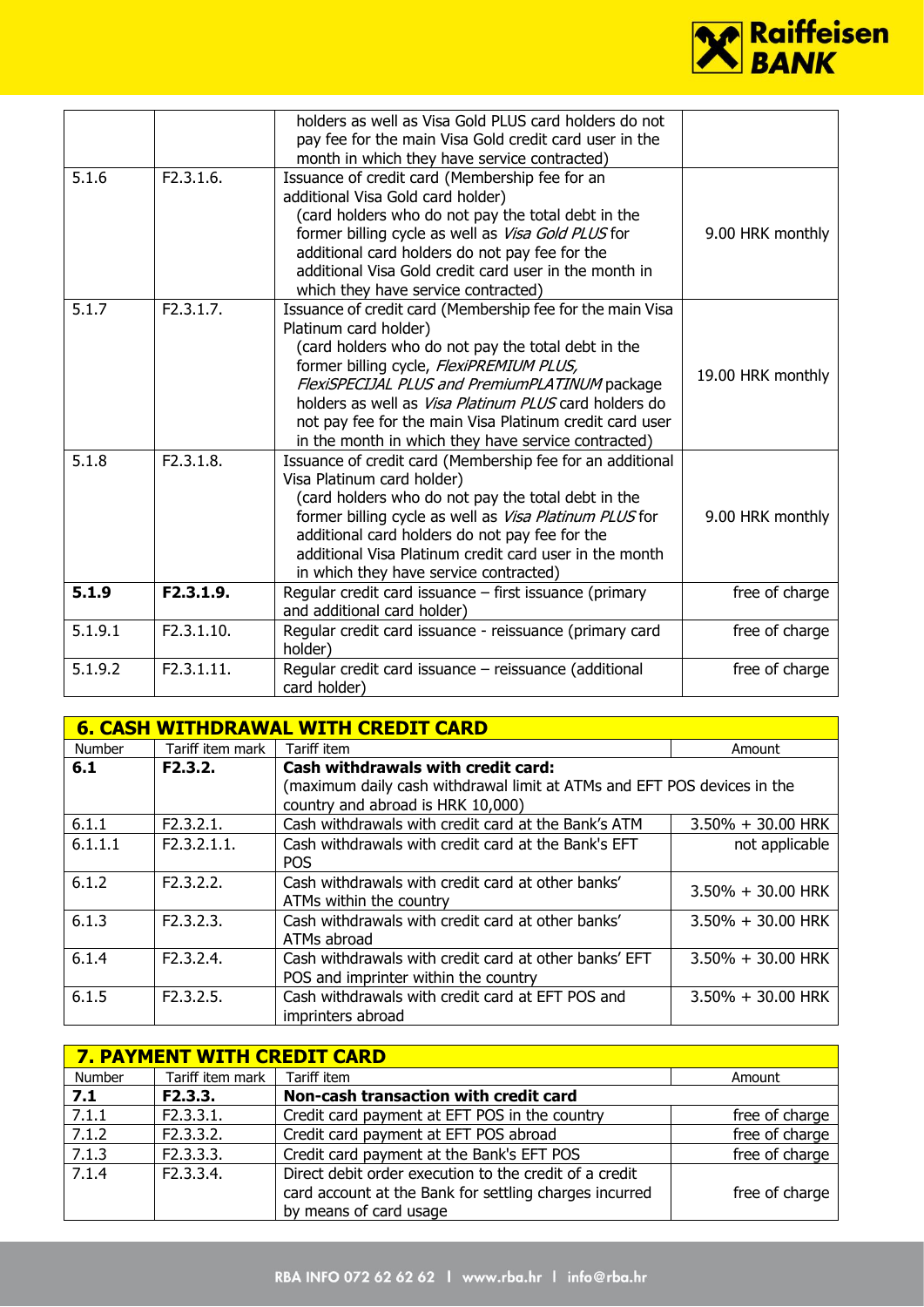| | | | |
|---|---|---|---|
| | | holders as well as Visa Gold PLUS card holders do not pay fee for the main Visa Gold credit card user in the month in which they have service contracted) | |
| 5.1.6 | F2.3.1.6. | Issuance of credit card (Membership fee for an additional Visa Gold card holder) (card holders who do not pay the total debt in the former billing cycle as well as *Visa Gold PLUS* for additional card holders do not pay fee for the additional Visa Gold credit card user in the month in which they have service contracted) | 9.00 HRK monthly |
| 5.1.7 | F2.3.1.7. | Issuance of credit card (Membership fee for the main Visa Platinum card holder) (card holders who do not pay the total debt in the former billing cycle, *FlexiPREMIUM PLUS, FlexiSPECIJAL PLUS and PremiumPLATINUM* package holders as well as *Visa Platinum PLUS* card holders do not pay fee for the main Visa Platinum credit card user in the month in which they have service contracted) | 19.00 HRK monthly |
| 5.1.8 | F2.3.1.8. | Issuance of credit card (Membership fee for an additional Visa Platinum card holder) (card holders who do not pay the total debt in the former billing cycle as well as *Visa Platinum PLUS* for additional card holders do not pay fee for the additional Visa Platinum credit card user in the month in which they have service contracted) | 9.00 HRK monthly |
| **5.1.9** | **F2.3.1.9.** | Regular credit card issuance – first issuance (primary and additional card holder) | free of charge |
| 5.1.9.1 | F2.3.1.10. | Regular credit card issuance - reissuance (primary card holder) | free of charge |
| 5.1.9.2 | F2.3.1.11. | Regular credit card issuance – reissuance (additional card holder) | free of charge |

## 6. CASH WITHDRAWAL WITH CREDIT CARD

| Number | Tariff item mark | Tariff item | Amount |
|---|---|---|---|
| **6.1** | **F2.3.2.** | **Cash withdrawals with credit card:** (maximum daily cash withdrawal limit at ATMs and EFT POS devices in the country and abroad is HRK 10,000) | |
| 6.1.1 | F2.3.2.1. | Cash withdrawals with credit card at the Bank's ATM | 3.50% + 30.00 HRK |
| 6.1.1.1 | F2.3.2.1.1. | Cash withdrawals with credit card at the Bank's EFT POS | not applicable |
| 6.1.2 | F2.3.2.2. | Cash withdrawals with credit card at other banks' ATMs within the country | 3.50% + 30.00 HRK |
| 6.1.3 | F2.3.2.3. | Cash withdrawals with credit card at other banks' ATMs abroad | 3.50% + 30.00 HRK |
| 6.1.4 | F2.3.2.4. | Cash withdrawals with credit card at other banks' EFT POS and imprinter within the country | 3.50% + 30.00 HRK |
| 6.1.5 | F2.3.2.5. | Cash withdrawals with credit card at EFT POS and imprinters abroad | 3.50% + 30.00 HRK |

## 7. PAYMENT WITH CREDIT CARD

| Number | Tariff item mark | Tariff item | Amount |
|---|---|---|---|
| **7.1** | **F2.3.3.** | **Non-cash transaction with credit card** | |
| 7.1.1 | F2.3.3.1. | Credit card payment at EFT POS in the country | free of charge |
| 7.1.2 | F2.3.3.2. | Credit card payment at EFT POS abroad | free of charge |
| 7.1.3 | F2.3.3.3. | Credit card payment at the Bank's EFT POS | free of charge |
| 7.1.4 | F2.3.3.4. | Direct debit order execution to the credit of a credit card account at the Bank for settling charges incurred by means of card usage | free of charge |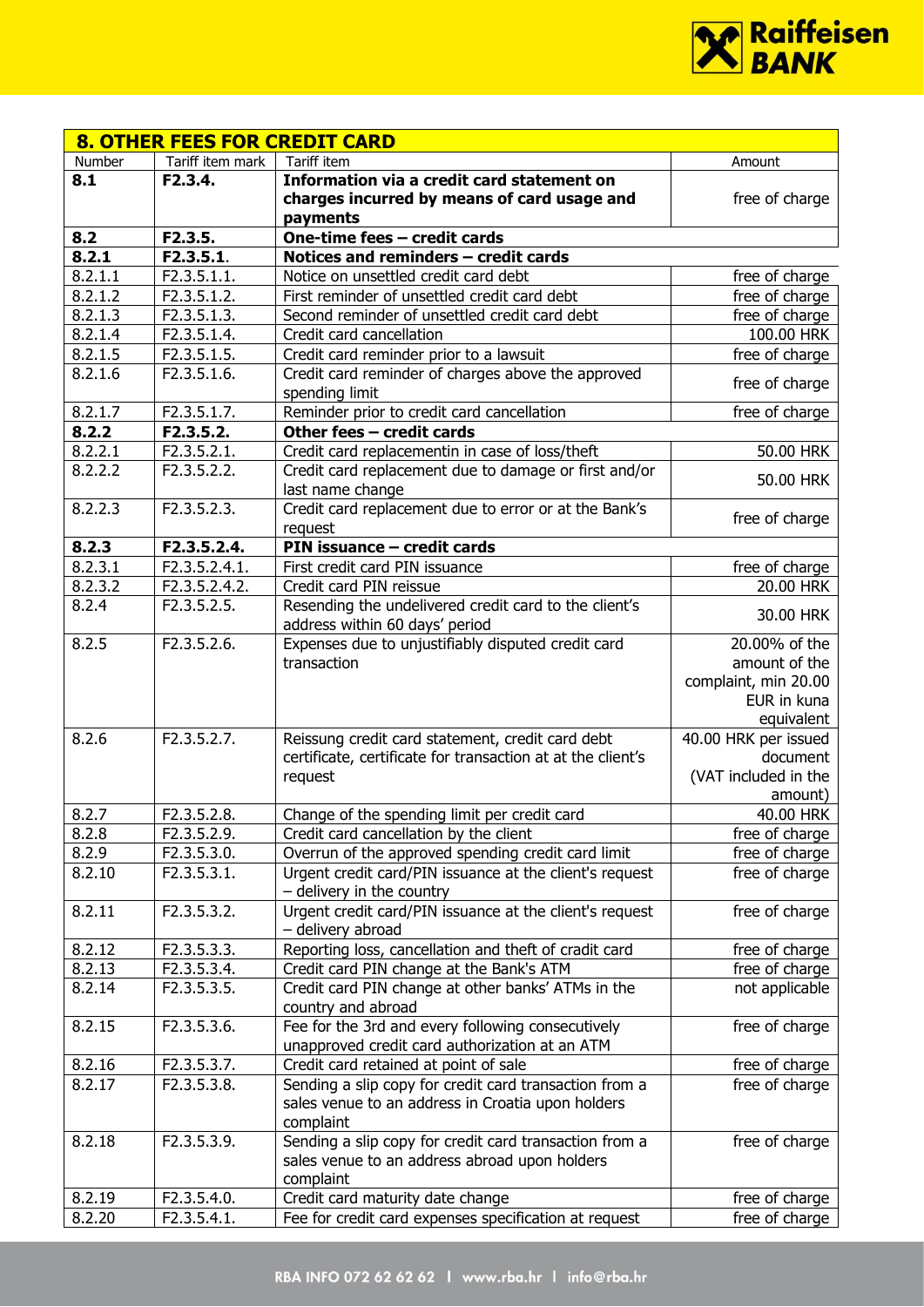| **8. OTHER FEES FOR CREDIT CARD** | | | |
|---|---|---|---|
| Number | Tariff item mark | Tariff item | Amount |
| **8.1** | **F2.3.4.** | **Information via a credit card statement on charges incurred by means of card usage and payments** | free of charge |
| **8.2** | **F2.3.5.** | **One-time fees – credit cards** | |
| **8.2.1** | **F2.3.5.1.** | **Notices and reminders – credit cards** | |
| 8.2.1.1 | F2.3.5.1.1. | Notice on unsettled credit card debt | free of charge |
| 8.2.1.2 | F2.3.5.1.2. | First reminder of unsettled credit card debt | free of charge |
| 8.2.1.3 | F2.3.5.1.3. | Second reminder of unsettled credit card debt | free of charge |
| 8.2.1.4 | F2.3.5.1.4. | Credit card cancellation | 100.00 HRK |
| 8.2.1.5 | F2.3.5.1.5. | Credit card reminder prior to a lawsuit | free of charge |
| 8.2.1.6 | F2.3.5.1.6. | Credit card reminder of charges above the approved spending limit | free of charge |
| 8.2.1.7 | F2.3.5.1.7. | Reminder prior to credit card cancellation | free of charge |
| **8.2.2** | **F2.3.5.2.** | **Other fees – credit cards** | |
| 8.2.2.1 | F2.3.5.2.1. | Credit card replacementin in case of loss/theft | 50.00 HRK |
| 8.2.2.2 | F2.3.5.2.2. | Credit card replacement due to damage or first and/or last name change | 50.00 HRK |
| 8.2.2.3 | F2.3.5.2.3. | Credit card replacement due to error or at the Bank's request | free of charge |
| **8.2.3** | **F2.3.5.2.4.** | **PIN issuance – credit cards** | |
| 8.2.3.1 | F2.3.5.2.4.1. | First credit card PIN issuance | free of charge |
| 8.2.3.2 | F2.3.5.2.4.2. | Credit card PIN reissue | 20.00 HRK |
| 8.2.4 | F2.3.5.2.5. | Resending the undelivered credit card to the client's address within 60 days' period | 30.00 HRK |
| 8.2.5 | F2.3.5.2.6. | Expenses due to unjustifiably disputed credit card transaction | 20.00% of the amount of the complaint, min 20.00 EUR in kuna equivalent |
| 8.2.6 | F2.3.5.2.7. | Reissung credit card statement, credit card debt certificate, certificate for transaction at at the client's request | 40.00 HRK per issued document (VAT included in the amount) |
| 8.2.7 | F2.3.5.2.8. | Change of the spending limit per credit card | 40.00 HRK |
| 8.2.8 | F2.3.5.2.9. | Credit card cancellation by the client | free of charge |
| 8.2.9 | F2.3.5.3.0. | Overrun of the approved spending credit card limit | free of charge |
| 8.2.10 | F2.3.5.3.1. | Urgent credit card/PIN issuance at the client's request – delivery in the country | free of charge |
| 8.2.11 | F2.3.5.3.2. | Urgent credit card/PIN issuance at the client's request – delivery abroad | free of charge |
| 8.2.12 | F2.3.5.3.3. | Reporting loss, cancellation and theft of credit card | free of charge |
| 8.2.13 | F2.3.5.3.4. | Credit card PIN change at the Bank's ATM | free of charge |
| 8.2.14 | F2.3.5.3.5. | Credit card PIN change at other banks' ATMs in the country and abroad | not applicable |
| 8.2.15 | F2.3.5.3.6. | Fee for the 3rd and every following consecutively unapproved credit card authorization at an ATM | free of charge |
| 8.2.16 | F2.3.5.3.7. | Credit card retained at point of sale | free of charge |
| 8.2.17 | F2.3.5.3.8. | Sending a slip copy for credit card transaction from a sales venue to an address in Croatia upon holders complaint | free of charge |
| 8.2.18 | F2.3.5.3.9. | Sending a slip copy for credit card transaction from a sales venue to an address abroad upon holders complaint | free of charge |
| 8.2.19 | F2.3.5.4.0. | Credit card maturity date change | free of charge |
| 8.2.20 | F2.3.5.4.1. | Fee for credit card expenses specification at request | free of charge |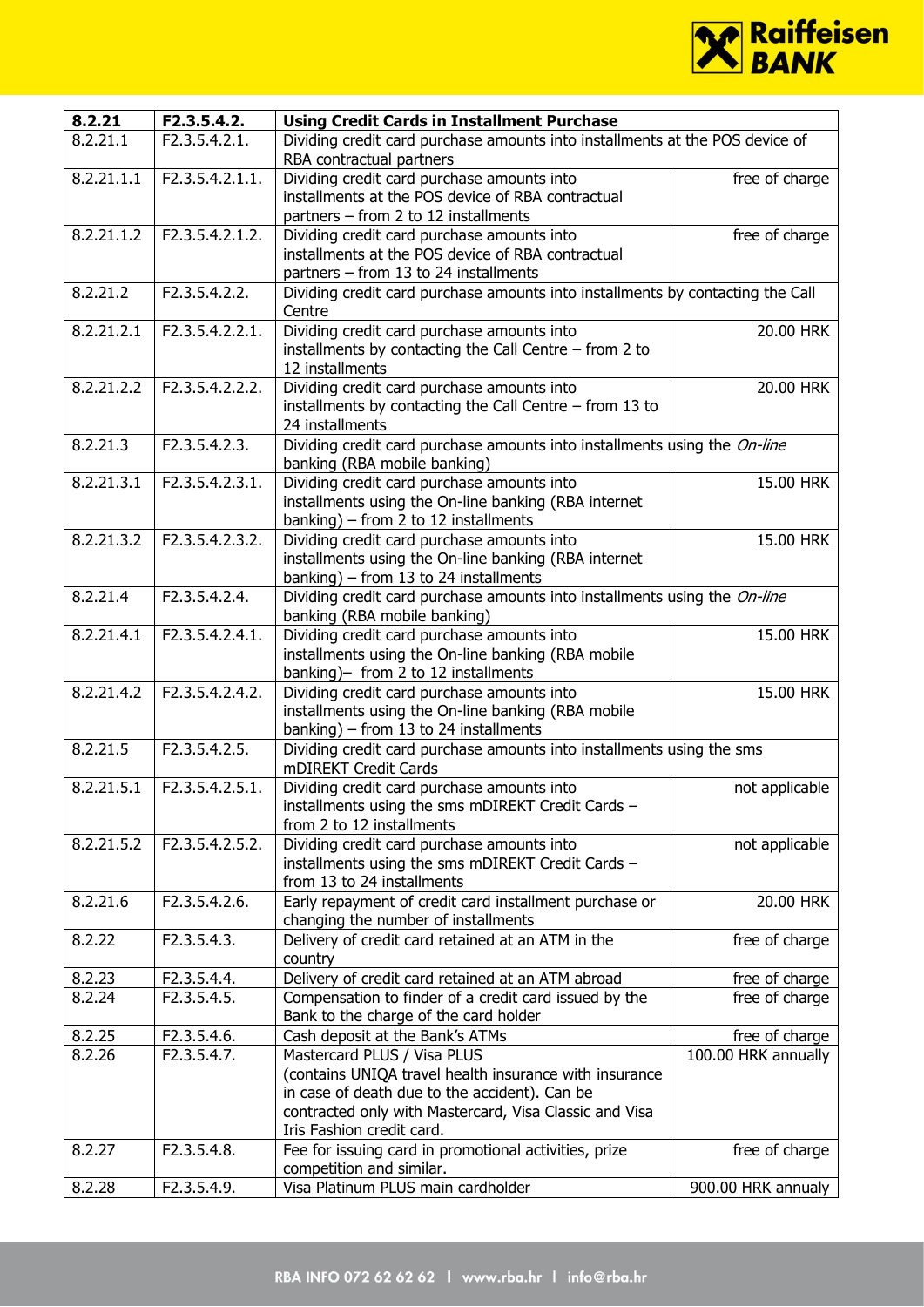| 8.2.21 | F2.3.5.4.2. | **Using Credit Cards in Installment Purchase** | |
|---|---|---|---|
| 8.2.21.1 | F2.3.5.4.2.1. | Dividing credit card purchase amounts into installments at the POS device of RBA contractual partners | |
| 8.2.21.1.1 | F2.3.5.4.2.1.1. | Dividing credit card purchase amounts into installments at the POS device of RBA contractual partners – from 2 to 12 installments | free of charge |
| 8.2.21.1.2 | F2.3.5.4.2.1.2. | Dividing credit card purchase amounts into installments at the POS device of RBA contractual partners – from 13 to 24 installments | free of charge |
| 8.2.21.2 | F2.3.5.4.2.2. | Dividing credit card purchase amounts into installments by contacting the Call Centre | |
| 8.2.21.2.1 | F2.3.5.4.2.2.1. | Dividing credit card purchase amounts into installments by contacting the Call Centre – from 2 to 12 installments | 20.00 HRK |
| 8.2.21.2.2 | F2.3.5.4.2.2.2. | Dividing credit card purchase amounts into installments by contacting the Call Centre – from 13 to 24 installments | 20.00 HRK |
| 8.2.21.3 | F2.3.5.4.2.3. | Dividing credit card purchase amounts into installments using the *On-line* banking (RBA mobile banking) | |
| 8.2.21.3.1 | F2.3.5.4.2.3.1. | Dividing credit card purchase amounts into installments using the On-line banking (RBA internet banking) – from 2 to 12 installments | 15.00 HRK |
| 8.2.21.3.2 | F2.3.5.4.2.3.2. | Dividing credit card purchase amounts into installments using the On-line banking (RBA internet banking) – from 13 to 24 installments | 15.00 HRK |
| 8.2.21.4 | F2.3.5.4.2.4. | Dividing credit card purchase amounts into installments using the *On-line* banking (RBA mobile banking) | |
| 8.2.21.4.1 | F2.3.5.4.2.4.1. | Dividing credit card purchase amounts into installments using the On-line banking (RBA mobile banking)– from 2 to 12 installments | 15.00 HRK |
| 8.2.21.4.2 | F2.3.5.4.2.4.2. | Dividing credit card purchase amounts into installments using the On-line banking (RBA mobile banking) – from 13 to 24 installments | 15.00 HRK |
| 8.2.21.5 | F2.3.5.4.2.5. | Dividing credit card purchase amounts into installments using the sms mDIREKT Credit Cards | |
| 8.2.21.5.1 | F2.3.5.4.2.5.1. | Dividing credit card purchase amounts into installments using the sms mDIREKT Credit Cards – from 2 to 12 installments | not applicable |
| 8.2.21.5.2 | F2.3.5.4.2.5.2. | Dividing credit card purchase amounts into installments using the sms mDIREKT Credit Cards – from 13 to 24 installments | not applicable |
| 8.2.21.6 | F2.3.5.4.2.6. | Early repayment of credit card installment purchase or changing the number of installments | 20.00 HRK |
| 8.2.22 | F2.3.5.4.3. | Delivery of credit card retained at an ATM in the country | free of charge |
| 8.2.23 | F2.3.5.4.4. | Delivery of credit card retained at an ATM abroad | free of charge |
| 8.2.24 | F2.3.5.4.5. | Compensation to finder of a credit card issued by the Bank to the charge of the card holder | free of charge |
| 8.2.25 | F2.3.5.4.6. | Cash deposit at the Bank's ATMs | free of charge |
| 8.2.26 | F2.3.5.4.7. | Mastercard PLUS / Visa PLUS (contains UNIQA travel health insurance with insurance in case of death due to the accident). Can be contracted only with Mastercard, Visa Classic and Visa Iris Fashion credit card. | 100.00 HRK annually |
| 8.2.27 | F2.3.5.4.8. | Fee for issuing card in promotional activities, prize competition and similar. | free of charge |
| 8.2.28 | F2.3.5.4.9. | Visa Platinum PLUS main cardholder | 900.00 HRK annualy |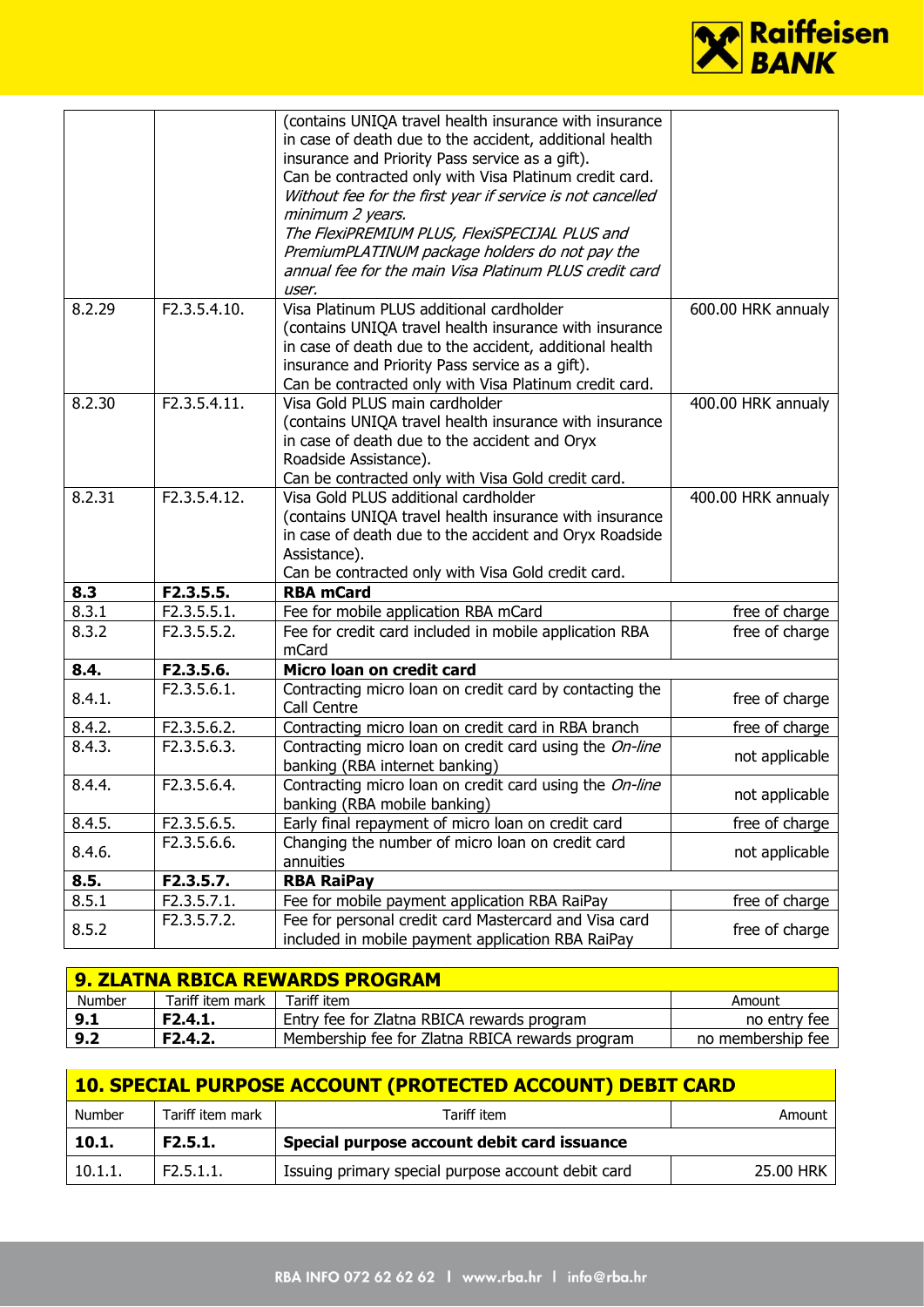| | | | |
|---|---|---|---|
| | | (contains UNIQA travel health insurance with insurance in case of death due to the accident, additional health insurance and Priority Pass service as a gift).<br>Can be contracted only with Visa Platinum credit card.<br>*Without fee for the first year if service is not cancelled minimum 2 years.*<br>*The FlexiPREMIUM PLUS, FlexiSPECIJAL PLUS and PremiumPLATINUM package holders do not pay the annual fee for the main Visa Platinum PLUS credit card user.* | |
| 8.2.29 | F2.3.5.4.10. | Visa Platinum PLUS additional cardholder<br>(contains UNIQA travel health insurance with insurance in case of death due to the accident, additional health insurance and Priority Pass service as a gift).<br>Can be contracted only with Visa Platinum credit card. | 600.00 HRK annualy |
| 8.2.30 | F2.3.5.4.11. | Visa Gold PLUS main cardholder<br>(contains UNIQA travel health insurance with insurance in case of death due to the accident and Oryx Roadside Assistance).<br>Can be contracted only with Visa Gold credit card. | 400.00 HRK annualy |
| 8.2.31 | F2.3.5.4.12. | Visa Gold PLUS additional cardholder<br>(contains UNIQA travel health insurance with insurance in case of death due to the accident and Oryx Roadside Assistance).<br>Can be contracted only with Visa Gold credit card. | 400.00 HRK annualy |
| **8.3** | **F2.3.5.5.** | **RBA mCard** | |
| 8.3.1 | F2.3.5.5.1. | Fee for mobile application RBA mCard | free of charge |
| 8.3.2 | F2.3.5.5.2. | Fee for credit card included in mobile application RBA mCard | free of charge |
| **8.4.** | **F2.3.5.6.** | **Micro loan on credit card** | |
| 8.4.1. | F2.3.5.6.1. | Contracting micro loan on credit card by contacting the Call Centre | free of charge |
| 8.4.2. | F2.3.5.6.2. | Contracting micro loan on credit card in RBA branch | free of charge |
| 8.4.3. | F2.3.5.6.3. | Contracting micro loan on credit card using the *On-line* banking (RBA internet banking) | not applicable |
| 8.4.4. | F2.3.5.6.4. | Contracting micro loan on credit card using the *On-line* banking (RBA mobile banking) | not applicable |
| 8.4.5. | F2.3.5.6.5. | Early final repayment of micro loan on credit card | free of charge |
| 8.4.6. | F2.3.5.6.6. | Changing the number of micro loan on credit card annuities | not applicable |
| **8.5.** | **F2.3.5.7.** | **RBA RaiPay** | |
| 8.5.1 | F2.3.5.7.1. | Fee for mobile payment application RBA RaiPay | free of charge |
| 8.5.2 | F2.3.5.7.2. | Fee for personal credit card Mastercard and Visa card included in mobile payment application RBA RaiPay | free of charge |

## 9. ZLATNA RBICA REWARDS PROGRAM

| Number | Tariff item mark | Tariff item | Amount |
|---|---|---|---|
| **9.1** | **F2.4.1.** | Entry fee for Zlatna RBICA rewards program | no entry fee |
| **9.2** | **F2.4.2.** | Membership fee for Zlatna RBICA rewards program | no membership fee |

## 10. SPECIAL PURPOSE ACCOUNT (PROTECTED ACCOUNT) DEBIT CARD

| Number | Tariff item mark | Tariff item | Amount |
|---|---|---|---|
| **10.1.** | **F2.5.1.** | **Special purpose account debit card issuance** | |
| 10.1.1. | F2.5.1.1. | Issuing primary special purpose account debit card | 25.00 HRK |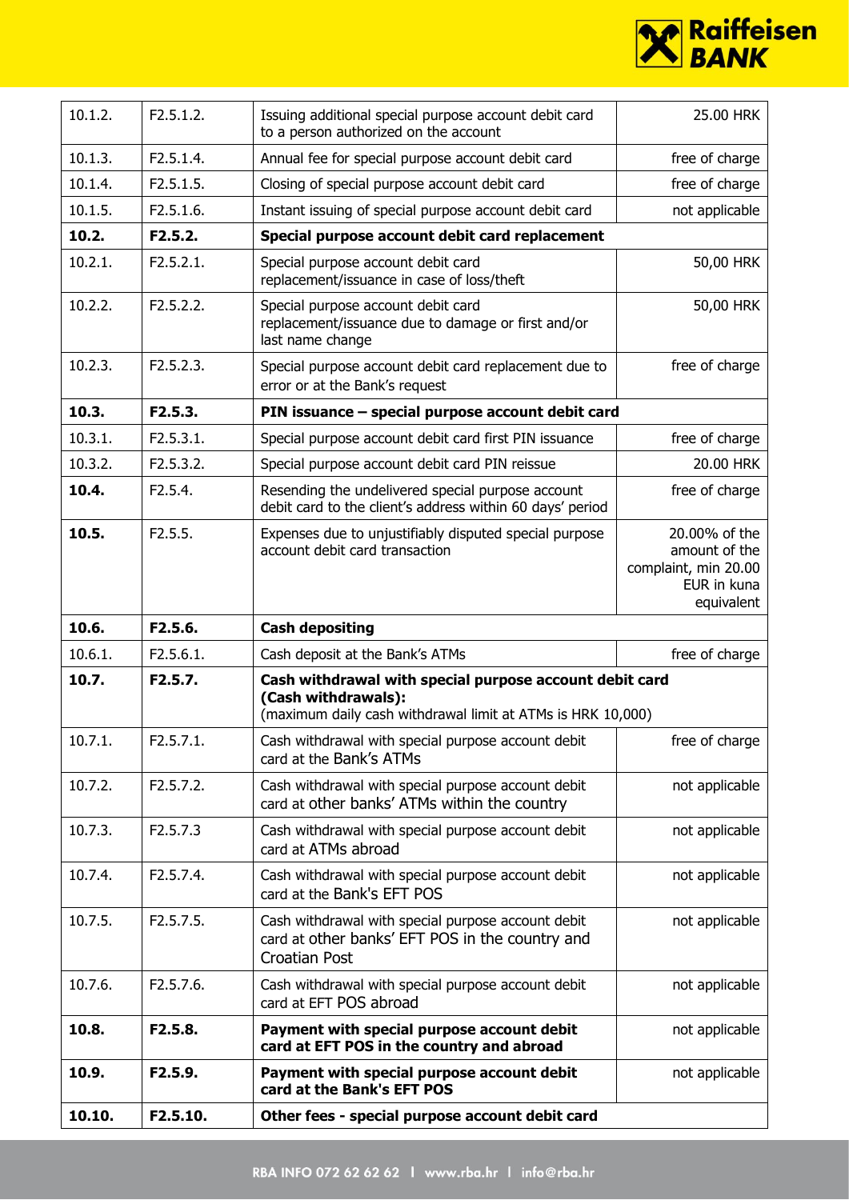| 10.1.2. | F2.5.1.2. | Issuing additional special purpose account debit card to a person authorized on the account | 25.00 HRK |
|---|---|---|---|
| 10.1.3. | F2.5.1.4. | Annual fee for special purpose account debit card | free of charge |
| 10.1.4. | F2.5.1.5. | Closing of special purpose account debit card | free of charge |
| 10.1.5. | F2.5.1.6. | Instant issuing of special purpose account debit card | not applicable |
| **10.2.** | **F2.5.2.** | **Special purpose account debit card replacement** | |
| 10.2.1. | F2.5.2.1. | Special purpose account debit card replacement/issuance in case of loss/theft | 50,00 HRK |
| 10.2.2. | F2.5.2.2. | Special purpose account debit card replacement/issuance due to damage or first and/or last name change | 50,00 HRK |
| 10.2.3. | F2.5.2.3. | Special purpose account debit card replacement due to error or at the Bank's request | free of charge |
| **10.3.** | **F2.5.3.** | **PIN issuance – special purpose account debit card** | |
| 10.3.1. | F2.5.3.1. | Special purpose account debit card first PIN issuance | free of charge |
| 10.3.2. | F2.5.3.2. | Special purpose account debit card PIN reissue | 20.00 HRK |
| **10.4.** | F2.5.4. | Resending the undelivered special purpose account debit card to the client's address within 60 days' period | free of charge |
| **10.5.** | F2.5.5. | Expenses due to unjustifiably disputed special purpose account debit card transaction | 20.00% of the amount of the complaint, min 20.00 EUR in kuna equivalent |
| **10.6.** | **F2.5.6.** | **Cash depositing** | |
| 10.6.1. | F2.5.6.1. | Cash deposit at the Bank's ATMs | free of charge |
| **10.7.** | **F2.5.7.** | **Cash withdrawal with special purpose account debit card (Cash withdrawals):** (maximum daily cash withdrawal limit at ATMs is HRK 10,000) | |
| 10.7.1. | F2.5.7.1. | Cash withdrawal with special purpose account debit card at the Bank's ATMs | free of charge |
| 10.7.2. | F2.5.7.2. | Cash withdrawal with special purpose account debit card at other banks' ATMs within the country | not applicable |
| 10.7.3. | F2.5.7.3 | Cash withdrawal with special purpose account debit card at ATMs abroad | not applicable |
| 10.7.4. | F2.5.7.4. | Cash withdrawal with special purpose account debit card at the Bank's EFT POS | not applicable |
| 10.7.5. | F2.5.7.5. | Cash withdrawal with special purpose account debit card at other banks' EFT POS in the country and Croatian Post | not applicable |
| 10.7.6. | F2.5.7.6. | Cash withdrawal with special purpose account debit card at EFT POS abroad | not applicable |
| **10.8.** | **F2.5.8.** | **Payment with special purpose account debit card at EFT POS in the country and abroad** | not applicable |
| **10.9.** | **F2.5.9.** | **Payment with special purpose account debit card at the Bank's EFT POS** | not applicable |
| **10.10.** | **F2.5.10.** | **Other fees - special purpose account debit card** | |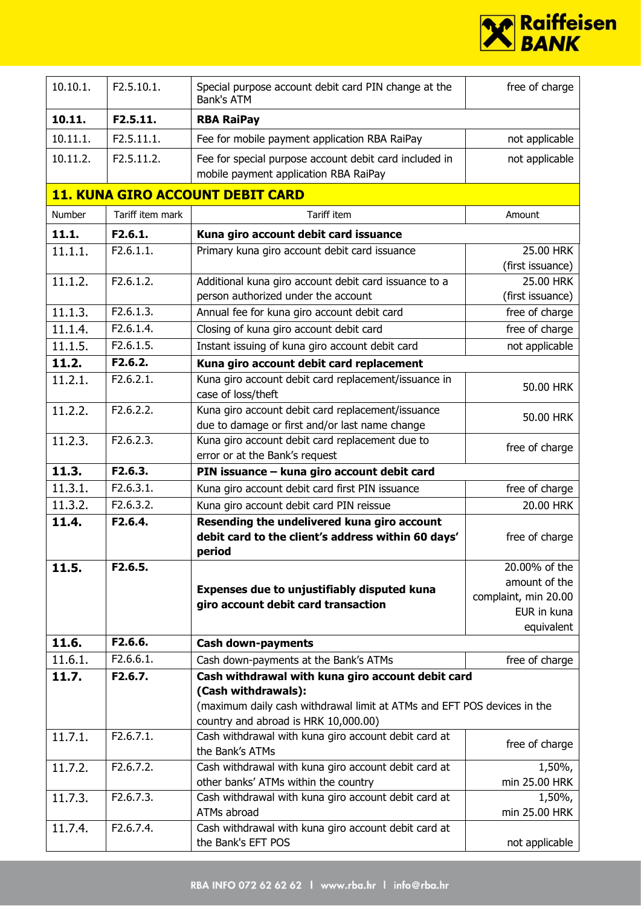| | | | |
|---|---|---|---|
| 10.10.1. | F2.5.10.1. | Special purpose account debit card PIN change at the Bank's ATM | free of charge |
| **10.11.** | **F2.5.11.** | **RBA RaiPay** | |
| 10.11.1. | F2.5.11.1. | Fee for mobile payment application RBA RaiPay | not applicable |
| 10.11.2. | F2.5.11.2. | Fee for special purpose account debit card included in mobile payment application RBA RaiPay | not applicable |

## 11. KUNA GIRO ACCOUNT DEBIT CARD

| Number | Tariff item mark | Tariff item | Amount |
|---|---|---|---|
| **11.1.** | **F2.6.1.** | **Kuna giro account debit card issuance** | |
| 11.1.1. | F2.6.1.1. | Primary kuna giro account debit card issuance | 25.00 HRK (first issuance) |
| 11.1.2. | F2.6.1.2. | Additional kuna giro account debit card issuance to a person authorized under the account | 25.00 HRK (first issuance) |
| 11.1.3. | F2.6.1.3. | Annual fee for kuna giro account debit card | free of charge |
| 11.1.4. | F2.6.1.4. | Closing of kuna giro account debit card | free of charge |
| 11.1.5. | F2.6.1.5. | Instant issuing of kuna giro account debit card | not applicable |
| **11.2.** | **F2.6.2.** | **Kuna giro account debit card replacement** | |
| 11.2.1. | F2.6.2.1. | Kuna giro account debit card replacement/issuance in case of loss/theft | 50.00 HRK |
| 11.2.2. | F2.6.2.2. | Kuna giro account debit card replacement/issuance due to damage or first and/or last name change | 50.00 HRK |
| 11.2.3. | F2.6.2.3. | Kuna giro account debit card replacement due to error or at the Bank's request | free of charge |
| **11.3.** | **F2.6.3.** | **PIN issuance – kuna giro account debit card** | |
| 11.3.1. | F2.6.3.1. | Kuna giro account debit card first PIN issuance | free of charge |
| 11.3.2. | F2.6.3.2. | Kuna giro account debit card PIN reissue | 20.00 HRK |
| **11.4.** | **F2.6.4.** | **Resending the undelivered kuna giro account debit card to the client's address within 60 days' period** | free of charge |
| **11.5.** | **F2.6.5.** | **Expenses due to unjustifiably disputed kuna giro account debit card transaction** | 20.00% of the amount of the complaint, min 20.00 EUR in kuna equivalent |
| **11.6.** | **F2.6.6.** | **Cash down-payments** | |
| 11.6.1. | F2.6.6.1. | Cash down-payments at the Bank's ATMs | free of charge |
| **11.7.** | **F2.6.7.** | **Cash withdrawal with kuna giro account debit card (Cash withdrawals):** (maximum daily cash withdrawal limit at ATMs and EFT POS devices in the country and abroad is HRK 10,000.00) | |
| 11.7.1. | F2.6.7.1. | Cash withdrawal with kuna giro account debit card at the Bank's ATMs | free of charge |
| 11.7.2. | F2.6.7.2. | Cash withdrawal with kuna giro account debit card at other banks' ATMs within the country | 1,50%, min 25.00 HRK |
| 11.7.3. | F2.6.7.3. | Cash withdrawal with kuna giro account debit card at ATMs abroad | 1,50%, min 25.00 HRK |
| 11.7.4. | F2.6.7.4. | Cash withdrawal with kuna giro account debit card at the Bank's EFT POS | not applicable |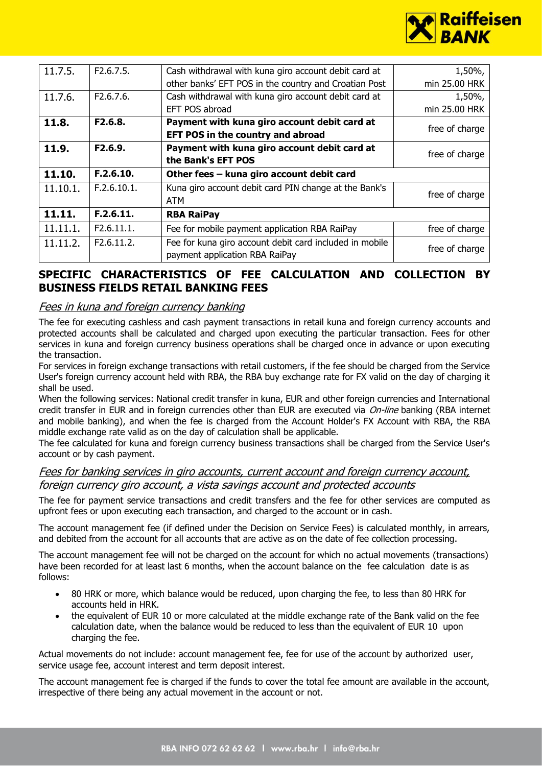| 11.7.5. | F2.6.7.5. | Cash withdrawal with kuna giro account debit card at other banks' EFT POS in the country and Croatian Post | 1,50%, min 25.00 HRK |
|---|---|---|---|
| 11.7.6. | F2.6.7.6. | Cash withdrawal with kuna giro account debit card at EFT POS abroad | 1,50%, min 25.00 HRK |
| **11.8.** | **F2.6.8.** | **Payment with kuna giro account debit card at EFT POS in the country and abroad** | free of charge |
| **11.9.** | **F2.6.9.** | **Payment with kuna giro account debit card at the Bank's EFT POS** | free of charge |
| **11.10.** | **F.2.6.10.** | **Other fees – kuna giro account debit card** | |
| 11.10.1. | F.2.6.10.1. | Kuna giro account debit card PIN change at the Bank's ATM | free of charge |
| **11.11.** | **F.2.6.11.** | **RBA RaiPay** | |
| 11.11.1. | F2.6.11.1. | Fee for mobile payment application RBA RaiPay | free of charge |
| 11.11.2. | F2.6.11.2. | Fee for kuna giro account debit card included in mobile payment application RBA RaiPay | free of charge |

## SPECIFIC CHARACTERISTICS OF FEE CALCULATION AND COLLECTION BY BUSINESS FIELDS RETAIL BANKING FEES

### *Fees in kuna and foreign currency banking*

The fee for executing cashless and cash payment transactions in retail kuna and foreign currency accounts and protected accounts shall be calculated and charged upon executing the particular transaction. Fees for other services in kuna and foreign currency business operations shall be charged once in advance or upon executing the transaction.

For services in foreign exchange transactions with retail customers, if the fee should be charged from the Service User's foreign currency account held with RBA, the RBA buy exchange rate for FX valid on the day of charging it shall be used.

When the following services: National credit transfer in kuna, EUR and other foreign currencies and International credit transfer in EUR and in foreign currencies other than EUR are executed via *On-line* banking (RBA internet and mobile banking), and when the fee is charged from the Account Holder's FX Account with RBA, the RBA middle exchange rate valid as on the day of calculation shall be applicable.

The fee calculated for kuna and foreign currency business transactions shall be charged from the Service User's account or by cash payment.

### *Fees for banking services in giro accounts, current account and foreign currency account, foreign currency giro account, a vista savings account and protected accounts*

The fee for payment service transactions and credit transfers and the fee for other services are computed as upfront fees or upon executing each transaction, and charged to the account or in cash.

The account management fee (if defined under the Decision on Service Fees) is calculated monthly, in arrears, and debited from the account for all accounts that are active as on the date of fee collection processing.

The account management fee will not be charged on the account for which no actual movements (transactions) have been recorded for at least last 6 months, when the account balance on the fee calculation date is as follows:

- 80 HRK or more, which balance would be reduced, upon charging the fee, to less than 80 HRK for accounts held in HRK.
- the equivalent of EUR 10 or more calculated at the middle exchange rate of the Bank valid on the fee calculation date, when the balance would be reduced to less than the equivalent of EUR 10 upon charging the fee.

Actual movements do not include: account management fee, fee for use of the account by authorized user, service usage fee, account interest and term deposit interest.

The account management fee is charged if the funds to cover the total fee amount are available in the account, irrespective of there being any actual movement in the account or not.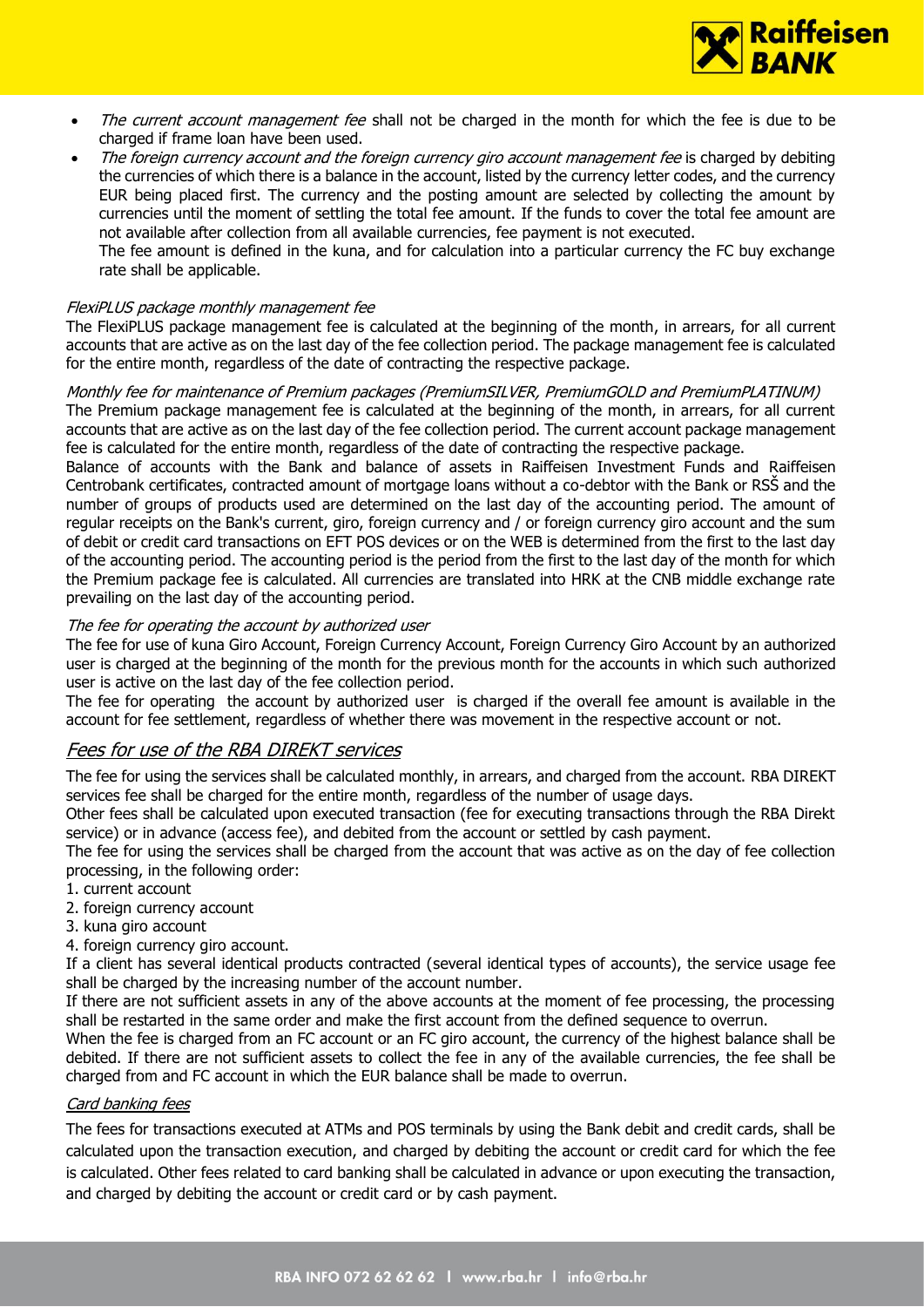- *The current account management fee* shall not be charged in the month for which the fee is due to be charged if frame loan have been used.
- *The foreign currency account and the foreign currency giro account management fee* is charged by debiting the currencies of which there is a balance in the account, listed by the currency letter codes, and the currency EUR being placed first. The currency and the posting amount are selected by collecting the amount by currencies until the moment of settling the total fee amount. If the funds to cover the total fee amount are not available after collection from all available currencies, fee payment is not executed.
  The fee amount is defined in the kuna, and for calculation into a particular currency the FC buy exchange rate shall be applicable.

*FlexiPLUS package monthly management fee*

The FlexiPLUS package management fee is calculated at the beginning of the month, in arrears, for all current accounts that are active as on the last day of the fee collection period. The package management fee is calculated for the entire month, regardless of the date of contracting the respective package.

*Monthly fee for maintenance of Premium packages (PremiumSILVER, PremiumGOLD and PremiumPLATINUM)*

The Premium package management fee is calculated at the beginning of the month, in arrears, for all current accounts that are active as on the last day of the fee collection period. The current account package management fee is calculated for the entire month, regardless of the date of contracting the respective package.

Balance of accounts with the Bank and balance of assets in Raiffeisen Investment Funds and Raiffeisen Centrobank certificates, contracted amount of mortgage loans without a co-debtor with the Bank or RSŠ and the number of groups of products used are determined on the last day of the accounting period. The amount of regular receipts on the Bank's current, giro, foreign currency and / or foreign currency giro account and the sum of debit or credit card transactions on EFT POS devices or on the WEB is determined from the first to the last day of the accounting period. The accounting period is the period from the first to the last day of the month for which the Premium package fee is calculated. All currencies are translated into HRK at the CNB middle exchange rate prevailing on the last day of the accounting period.

*The fee for operating the account by authorized user*

The fee for use of kuna Giro Account, Foreign Currency Account, Foreign Currency Giro Account by an authorized user is charged at the beginning of the month for the previous month for the accounts in which such authorized user is active on the last day of the fee collection period.

The fee for operating the account by authorized user is charged if the overall fee amount is available in the account for fee settlement, regardless of whether there was movement in the respective account or not.

## *Fees for use of the RBA DIREKT services*

The fee for using the services shall be calculated monthly, in arrears, and charged from the account. RBA DIREKT services fee shall be charged for the entire month, regardless of the number of usage days.

Other fees shall be calculated upon executed transaction (fee for executing transactions through the RBA Direkt service) or in advance (access fee), and debited from the account or settled by cash payment.

The fee for using the services shall be charged from the account that was active as on the day of fee collection processing, in the following order:

1. current account
2. foreign currency account
3. kuna giro account
4. foreign currency giro account.

If a client has several identical products contracted (several identical types of accounts), the service usage fee shall be charged by the increasing number of the account number.

If there are not sufficient assets in any of the above accounts at the moment of fee processing, the processing shall be restarted in the same order and make the first account from the defined sequence to overrun.

When the fee is charged from an FC account or an FC giro account, the currency of the highest balance shall be debited. If there are not sufficient assets to collect the fee in any of the available currencies, the fee shall be charged from and FC account in which the EUR balance shall be made to overrun.

*Card banking fees*

The fees for transactions executed at ATMs and POS terminals by using the Bank debit and credit cards, shall be calculated upon the transaction execution, and charged by debiting the account or credit card for which the fee is calculated. Other fees related to card banking shall be calculated in advance or upon executing the transaction, and charged by debiting the account or credit card or by cash payment.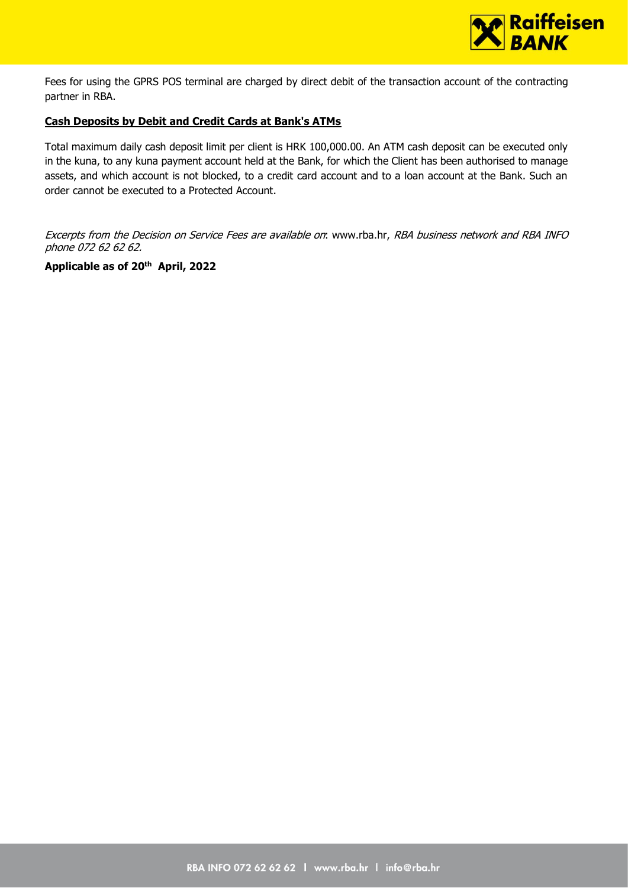Fees for using the GPRS POS terminal are charged by direct debit of the transaction account of the contracting partner in RBA.

**Cash Deposits by Debit and Credit Cards at Bank's ATMs**

Total maximum daily cash deposit limit per client is HRK 100,000.00. An ATM cash deposit can be executed only in the kuna, to any kuna payment account held at the Bank, for which the Client has been authorised to manage assets, and which account is not blocked, to a credit card account and to a loan account at the Bank. Such an order cannot be executed to a Protected Account.

*Excerpts from the Decision on Service Fees are available on*: www.rba.hr, *RBA business network and RBA INFO phone 072 62 62 62.*

**Applicable as of 20th April, 2022**